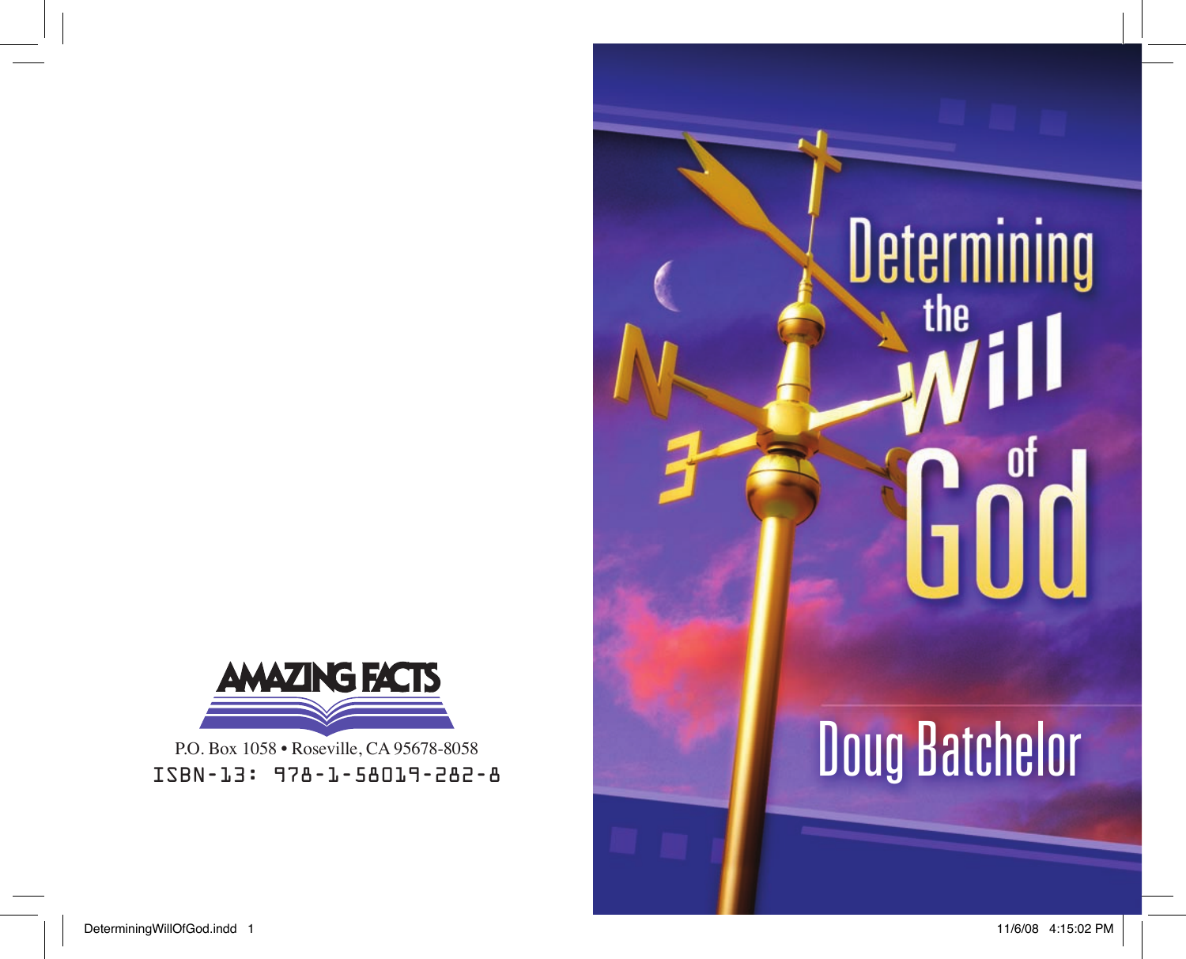# Determining the Will of God

## Doug Batchelor

AMAZING FACTS

P.O. Box 1058 • Roseville, CA 95678-8058

ISBN-13: 978-1-58019-282-8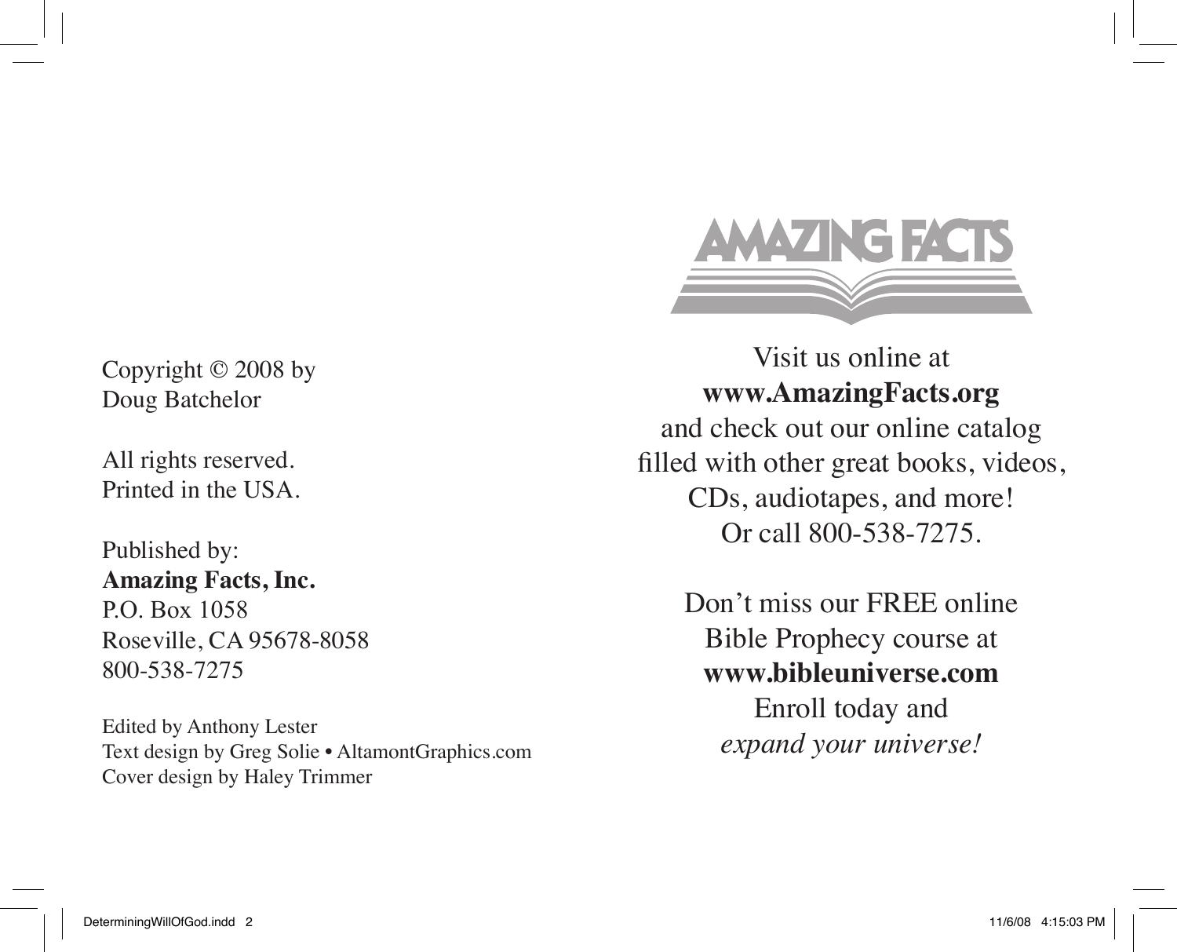Copyright © 2008 by
Doug Batchelor

All rights reserved.
Printed in the USA.

Published by:
**Amazing Facts, Inc.**
P.O. Box 1058
Roseville, CA 95678-8058
800-538-7275

Edited by Anthony Lester
Text design by Greg Solie • AltamontGraphics.com
Cover design by Haley Trimmer

AMAZING FACTS

Visit us online at
**www.AmazingFacts.org**
and check out our online catalog
filled with other great books, videos,
CDs, audiotapes, and more!
Or call 800-538-7275.

Don't miss our FREE online
Bible Prophecy course at
**www.bibleuniverse.com**
Enroll today and
*expand your universe!*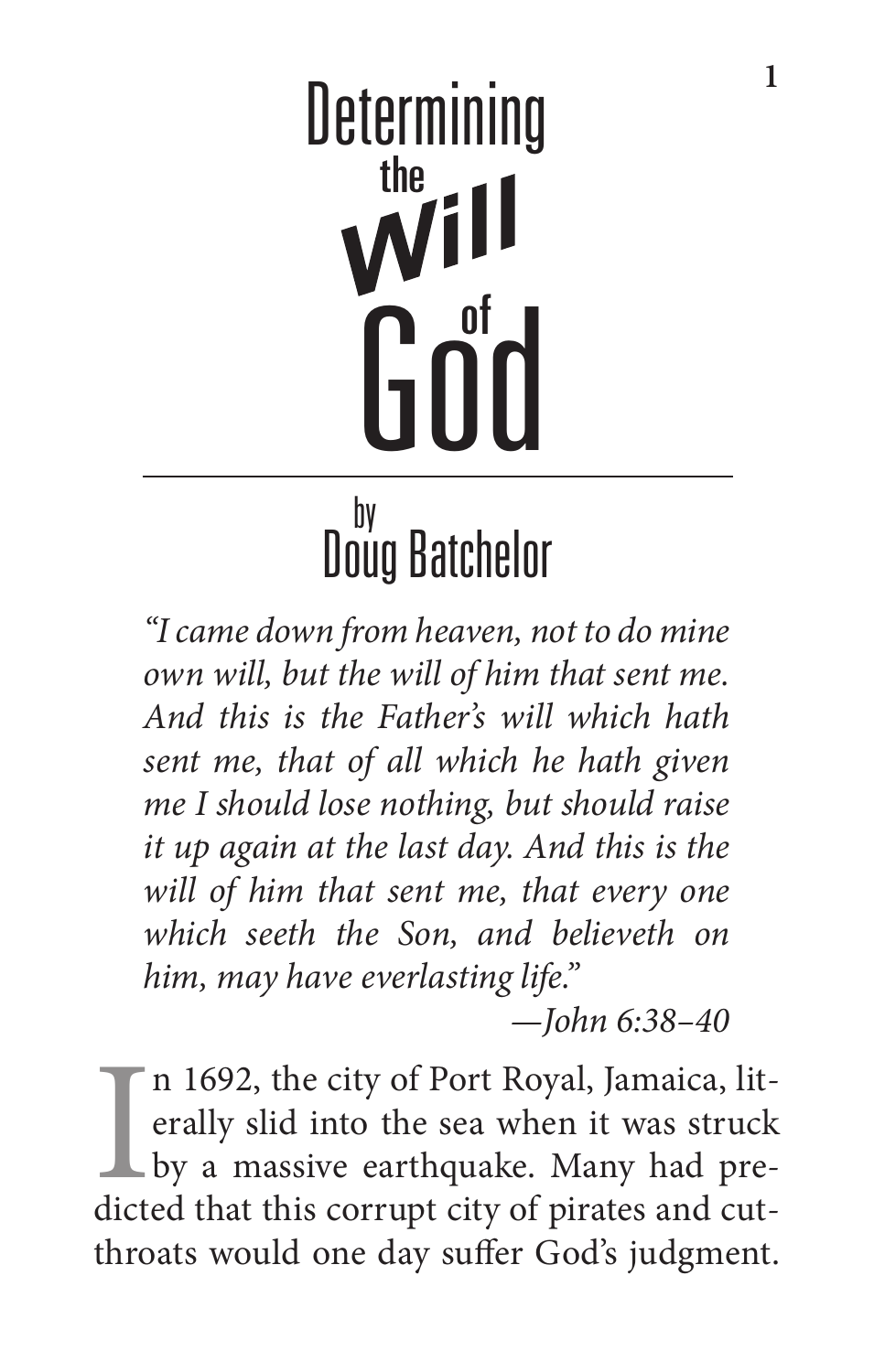# Determining the Will of God

## by Doug Batchelor

*"I came down from heaven, not to do mine own will, but the will of him that sent me. And this is the Father's will which hath sent me, that of all which he hath given me I should lose nothing, but should raise it up again at the last day. And this is the will of him that sent me, that every one which seeth the Son, and believeth on him, may have everlasting life."*

*—John 6:38–40*

In 1692, the city of Port Royal, Jamaica, literally slid into the sea when it was struck by a massive earthquake. Many had predicted that this corrupt city of pirates and cutthroats would one day suffer God's judgment.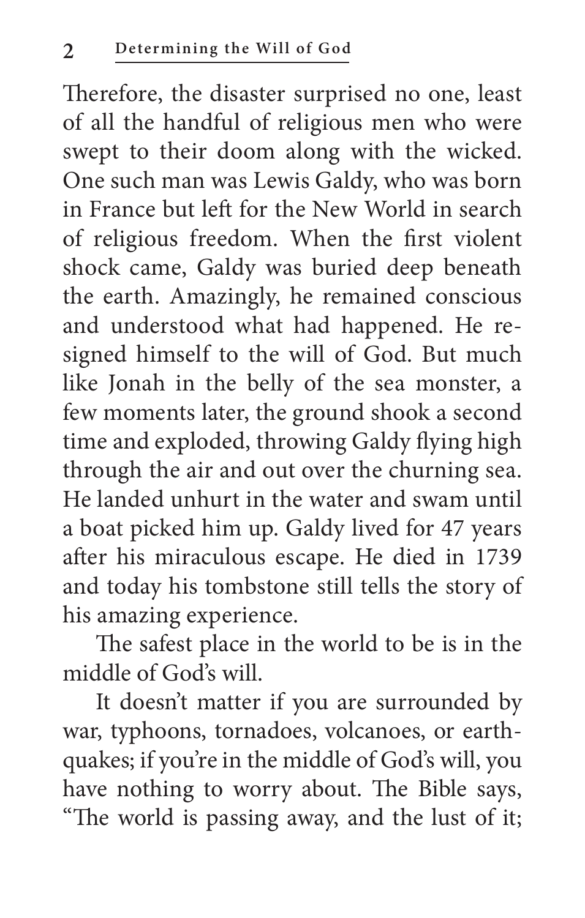Therefore, the disaster surprised no one, least of all the handful of religious men who were swept to their doom along with the wicked. One such man was Lewis Galdy, who was born in France but left for the New World in search of religious freedom. When the first violent shock came, Galdy was buried deep beneath the earth. Amazingly, he remained conscious and understood what had happened. He resigned himself to the will of God. But much like Jonah in the belly of the sea monster, a few moments later, the ground shook a second time and exploded, throwing Galdy flying high through the air and out over the churning sea. He landed unhurt in the water and swam until a boat picked him up. Galdy lived for 47 years after his miraculous escape. He died in 1739 and today his tombstone still tells the story of his amazing experience.

The safest place in the world to be is in the middle of God's will.

It doesn't matter if you are surrounded by war, typhoons, tornadoes, volcanoes, or earthquakes; if you're in the middle of God's will, you have nothing to worry about. The Bible says, "The world is passing away, and the lust of it;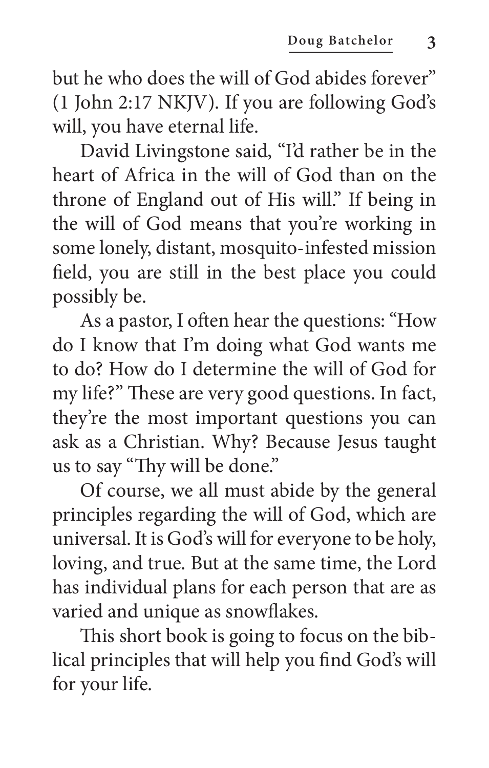but he who does the will of God abides forever" (1 John 2:17 NKJV). If you are following God's will, you have eternal life.

David Livingstone said, "I'd rather be in the heart of Africa in the will of God than on the throne of England out of His will." If being in the will of God means that you're working in some lonely, distant, mosquito-infested mission field, you are still in the best place you could possibly be.

As a pastor, I often hear the questions: "How do I know that I'm doing what God wants me to do? How do I determine the will of God for my life?" These are very good questions. In fact, they're the most important questions you can ask as a Christian. Why? Because Jesus taught us to say "Thy will be done."

Of course, we all must abide by the general principles regarding the will of God, which are universal. It is God's will for everyone to be holy, loving, and true. But at the same time, the Lord has individual plans for each person that are as varied and unique as snowflakes.

This short book is going to focus on the biblical principles that will help you find God's will for your life.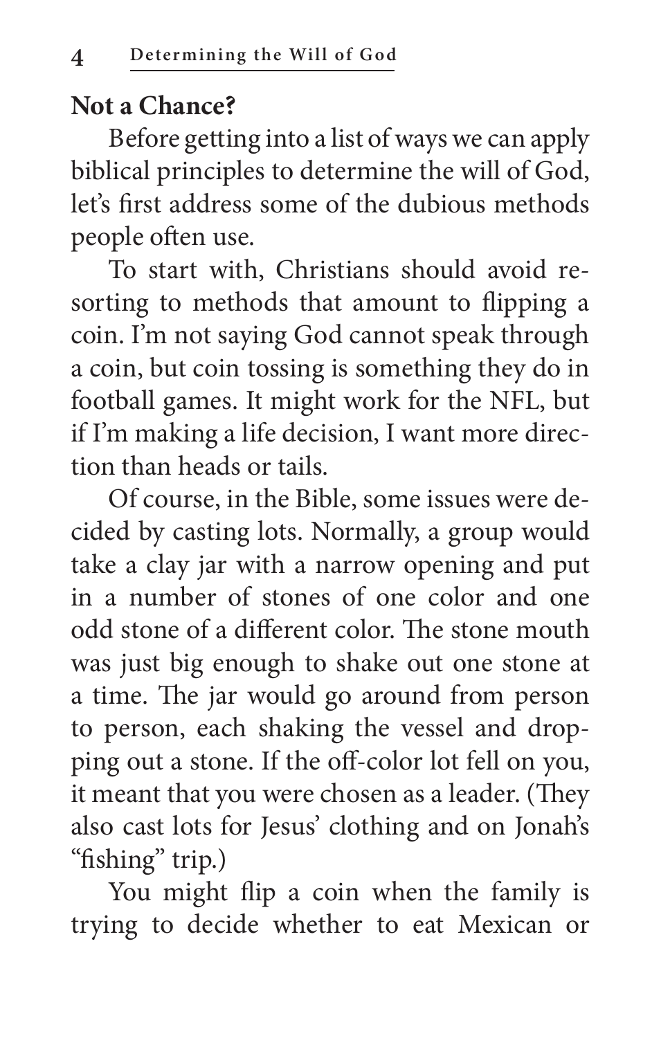## Not a Chance?

Before getting into a list of ways we can apply biblical principles to determine the will of God, let's first address some of the dubious methods people often use.

To start with, Christians should avoid resorting to methods that amount to flipping a coin. I'm not saying God cannot speak through a coin, but coin tossing is something they do in football games. It might work for the NFL, but if I'm making a life decision, I want more direction than heads or tails.

Of course, in the Bible, some issues were decided by casting lots. Normally, a group would take a clay jar with a narrow opening and put in a number of stones of one color and one odd stone of a different color. The stone mouth was just big enough to shake out one stone at a time. The jar would go around from person to person, each shaking the vessel and dropping out a stone. If the off-color lot fell on you, it meant that you were chosen as a leader. (They also cast lots for Jesus' clothing and on Jonah's "fishing" trip.)

You might flip a coin when the family is trying to decide whether to eat Mexican or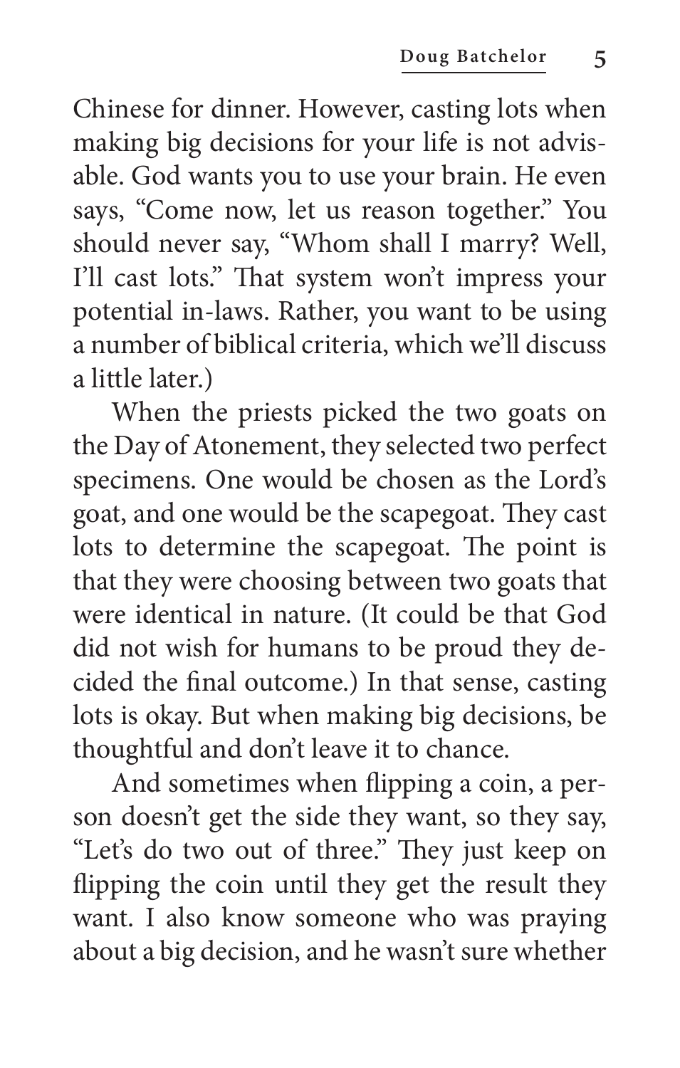Chinese for dinner. However, casting lots when making big decisions for your life is not advisable. God wants you to use your brain. He even says, "Come now, let us reason together." You should never say, "Whom shall I marry? Well, I'll cast lots." That system won't impress your potential in-laws. Rather, you want to be using a number of biblical criteria, which we'll discuss a little later.)

When the priests picked the two goats on the Day of Atonement, they selected two perfect specimens. One would be chosen as the Lord's goat, and one would be the scapegoat. They cast lots to determine the scapegoat. The point is that they were choosing between two goats that were identical in nature. (It could be that God did not wish for humans to be proud they decided the final outcome.) In that sense, casting lots is okay. But when making big decisions, be thoughtful and don't leave it to chance.

And sometimes when flipping a coin, a person doesn't get the side they want, so they say, "Let's do two out of three." They just keep on flipping the coin until they get the result they want. I also know someone who was praying about a big decision, and he wasn't sure whether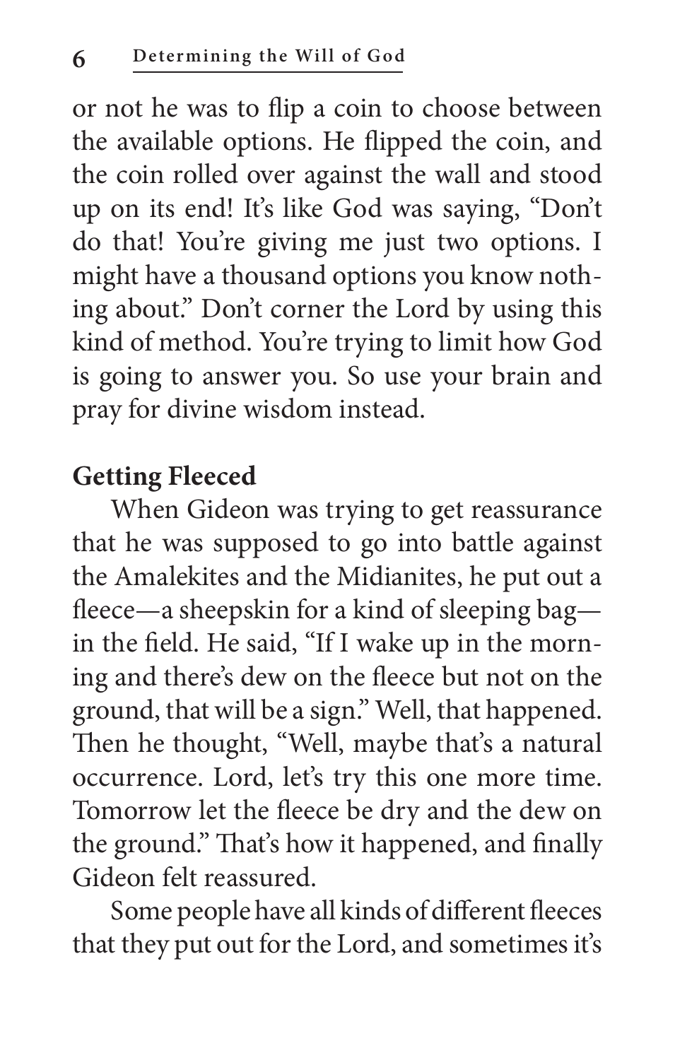or not he was to flip a coin to choose between the available options. He flipped the coin, and the coin rolled over against the wall and stood up on its end! It's like God was saying, "Don't do that! You're giving me just two options. I might have a thousand options you know nothing about." Don't corner the Lord by using this kind of method. You're trying to limit how God is going to answer you. So use your brain and pray for divine wisdom instead.

**Getting Fleeced**

When Gideon was trying to get reassurance that he was supposed to go into battle against the Amalekites and the Midianites, he put out a fleece—a sheepskin for a kind of sleeping bag—in the field. He said, "If I wake up in the morning and there's dew on the fleece but not on the ground, that will be a sign." Well, that happened. Then he thought, "Well, maybe that's a natural occurrence. Lord, let's try this one more time. Tomorrow let the fleece be dry and the dew on the ground." That's how it happened, and finally Gideon felt reassured.

Some people have all kinds of different fleeces that they put out for the Lord, and sometimes it's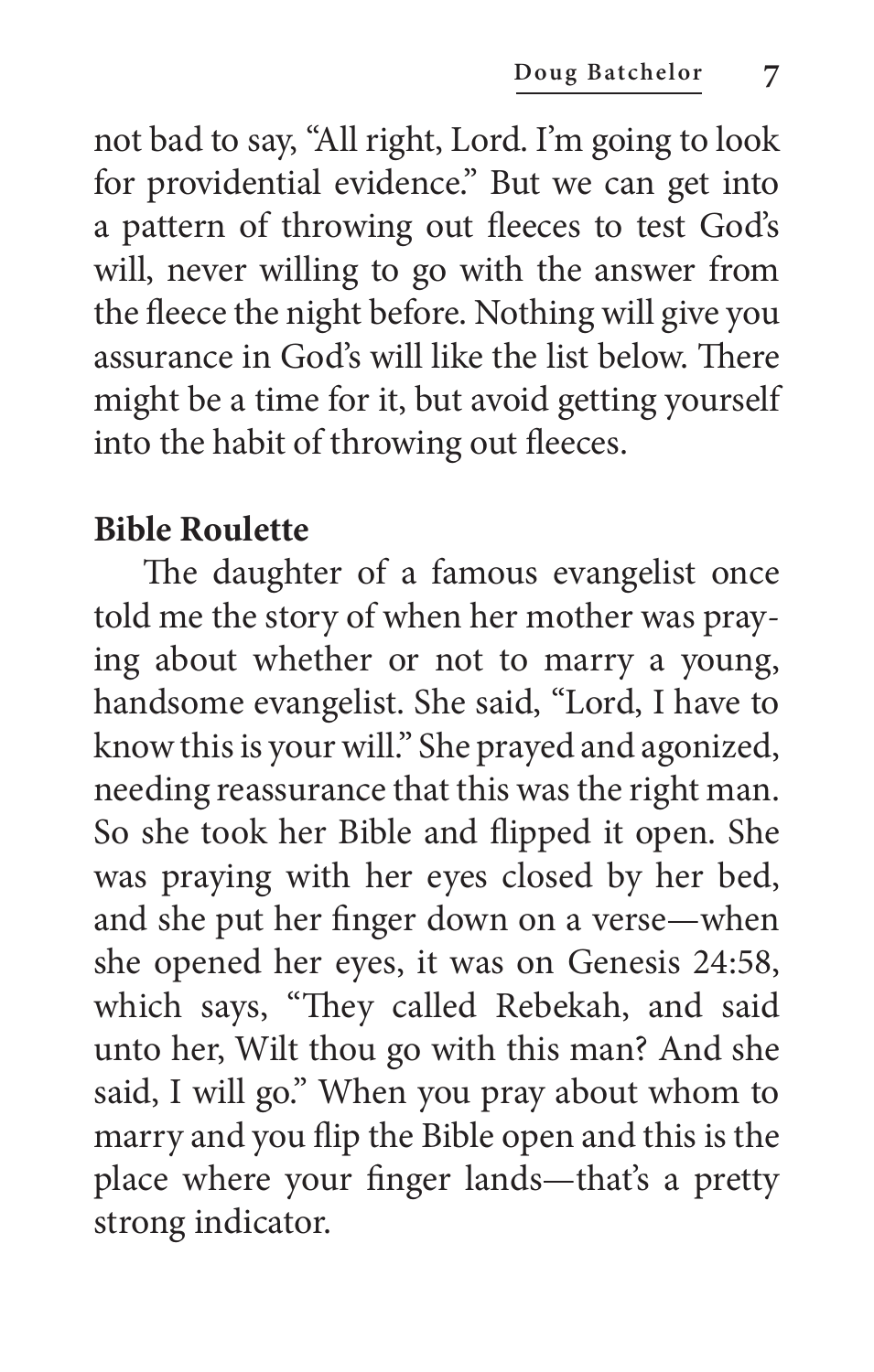not bad to say, "All right, Lord. I'm going to look for providential evidence." But we can get into a pattern of throwing out fleeces to test God's will, never willing to go with the answer from the fleece the night before. Nothing will give you assurance in God's will like the list below. There might be a time for it, but avoid getting yourself into the habit of throwing out fleeces.

**Bible Roulette**

The daughter of a famous evangelist once told me the story of when her mother was praying about whether or not to marry a young, handsome evangelist. She said, "Lord, I have to know this is your will." She prayed and agonized, needing reassurance that this was the right man. So she took her Bible and flipped it open. She was praying with her eyes closed by her bed, and she put her finger down on a verse—when she opened her eyes, it was on Genesis 24:58, which says, "They called Rebekah, and said unto her, Wilt thou go with this man? And she said, I will go." When you pray about whom to marry and you flip the Bible open and this is the place where your finger lands—that's a pretty strong indicator.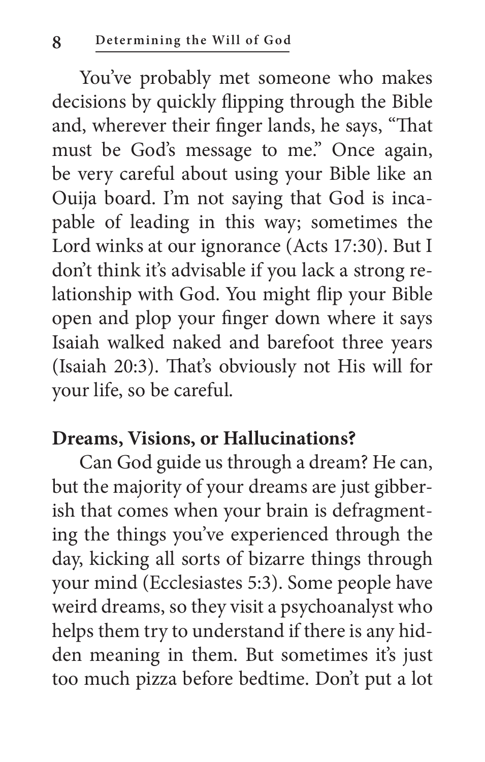You've probably met someone who makes decisions by quickly flipping through the Bible and, wherever their finger lands, he says, "That must be God's message to me." Once again, be very careful about using your Bible like an Ouija board. I'm not saying that God is incapable of leading in this way; sometimes the Lord winks at our ignorance (Acts 17:30). But I don't think it's advisable if you lack a strong relationship with God. You might flip your Bible open and plop your finger down where it says Isaiah walked naked and barefoot three years (Isaiah 20:3). That's obviously not His will for your life, so be careful.

## Dreams, Visions, or Hallucinations?

Can God guide us through a dream? He can, but the majority of your dreams are just gibberish that comes when your brain is defragmenting the things you've experienced through the day, kicking all sorts of bizarre things through your mind (Ecclesiastes 5:3). Some people have weird dreams, so they visit a psychoanalyst who helps them try to understand if there is any hidden meaning in them. But sometimes it's just too much pizza before bedtime. Don't put a lot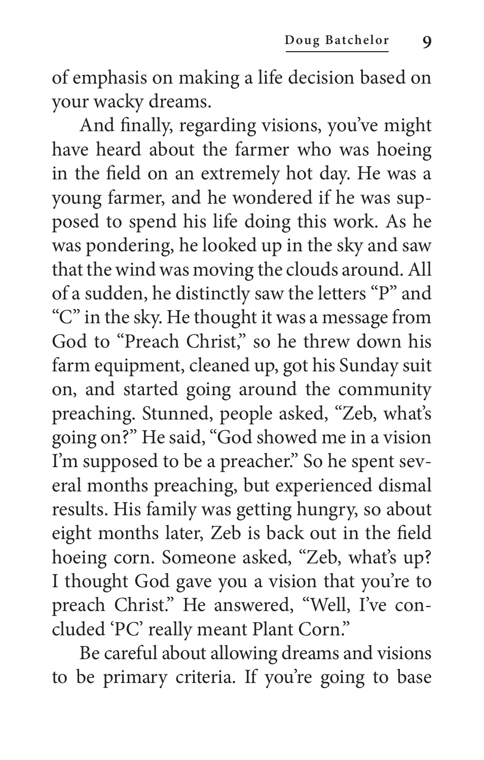of emphasis on making a life decision based on your wacky dreams.

And finally, regarding visions, you've might have heard about the farmer who was hoeing in the field on an extremely hot day. He was a young farmer, and he wondered if he was supposed to spend his life doing this work. As he was pondering, he looked up in the sky and saw that the wind was moving the clouds around. All of a sudden, he distinctly saw the letters "P" and "C" in the sky. He thought it was a message from God to "Preach Christ," so he threw down his farm equipment, cleaned up, got his Sunday suit on, and started going around the community preaching. Stunned, people asked, "Zeb, what's going on?" He said, "God showed me in a vision I'm supposed to be a preacher." So he spent several months preaching, but experienced dismal results. His family was getting hungry, so about eight months later, Zeb is back out in the field hoeing corn. Someone asked, "Zeb, what's up? I thought God gave you a vision that you're to preach Christ." He answered, "Well, I've concluded 'PC' really meant Plant Corn."

Be careful about allowing dreams and visions to be primary criteria. If you're going to base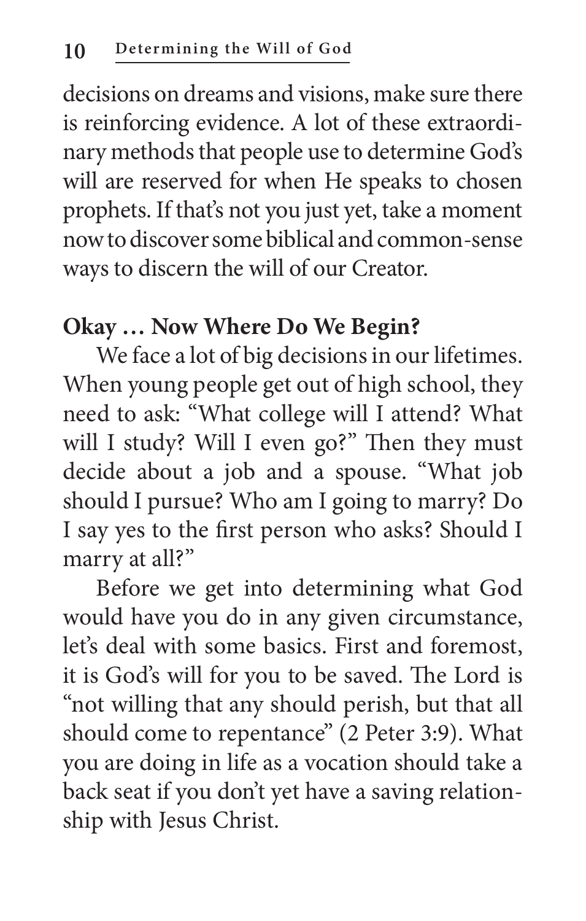decisions on dreams and visions, make sure there is reinforcing evidence. A lot of these extraordinary methods that people use to determine God's will are reserved for when He speaks to chosen prophets. If that's not you just yet, take a moment now to discover some biblical and common-sense ways to discern the will of our Creator.

**Okay … Now Where Do We Begin?**

We face a lot of big decisions in our lifetimes. When young people get out of high school, they need to ask: "What college will I attend? What will I study? Will I even go?" Then they must decide about a job and a spouse. "What job should I pursue? Who am I going to marry? Do I say yes to the first person who asks? Should I marry at all?"

Before we get into determining what God would have you do in any given circumstance, let's deal with some basics. First and foremost, it is God's will for you to be saved. The Lord is "not willing that any should perish, but that all should come to repentance" (2 Peter 3:9). What you are doing in life as a vocation should take a back seat if you don't yet have a saving relationship with Jesus Christ.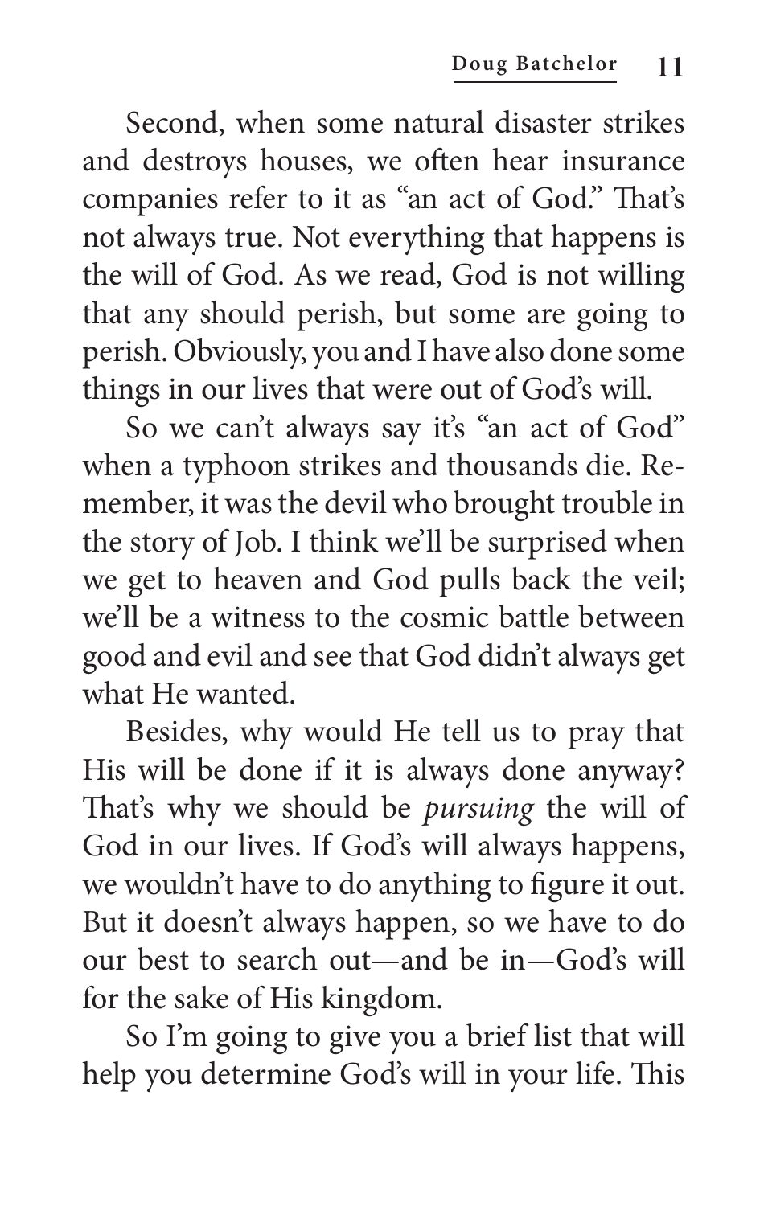Second, when some natural disaster strikes and destroys houses, we often hear insurance companies refer to it as "an act of God." That's not always true. Not everything that happens is the will of God. As we read, God is not willing that any should perish, but some are going to perish. Obviously, you and I have also done some things in our lives that were out of God's will.

So we can't always say it's "an act of God" when a typhoon strikes and thousands die. Remember, it was the devil who brought trouble in the story of Job. I think we'll be surprised when we get to heaven and God pulls back the veil; we'll be a witness to the cosmic battle between good and evil and see that God didn't always get what He wanted.

Besides, why would He tell us to pray that His will be done if it is always done anyway? That's why we should be *pursuing* the will of God in our lives. If God's will always happens, we wouldn't have to do anything to figure it out. But it doesn't always happen, so we have to do our best to search out—and be in—God's will for the sake of His kingdom.

So I'm going to give you a brief list that will help you determine God's will in your life. This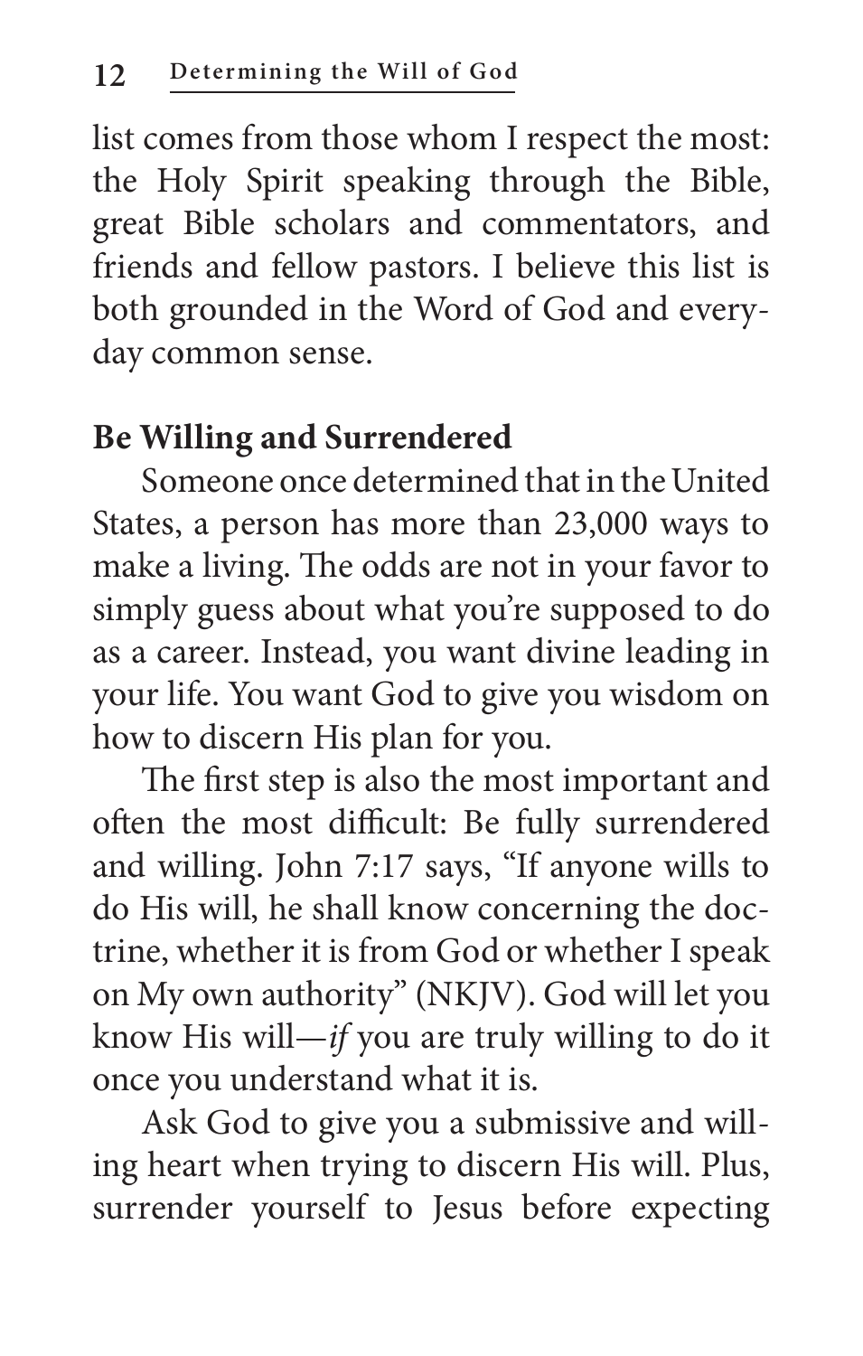list comes from those whom I respect the most: the Holy Spirit speaking through the Bible, great Bible scholars and commentators, and friends and fellow pastors. I believe this list is both grounded in the Word of God and everyday common sense.

**Be Willing and Surrendered**

Someone once determined that in the United States, a person has more than 23,000 ways to make a living. The odds are not in your favor to simply guess about what you're supposed to do as a career. Instead, you want divine leading in your life. You want God to give you wisdom on how to discern His plan for you.

The first step is also the most important and often the most difficult: Be fully surrendered and willing. John 7:17 says, "If anyone wills to do His will, he shall know concerning the doctrine, whether it is from God or whether I speak on My own authority" (NKJV). God will let you know His will—*if* you are truly willing to do it once you understand what it is.

Ask God to give you a submissive and willing heart when trying to discern His will. Plus, surrender yourself to Jesus before expecting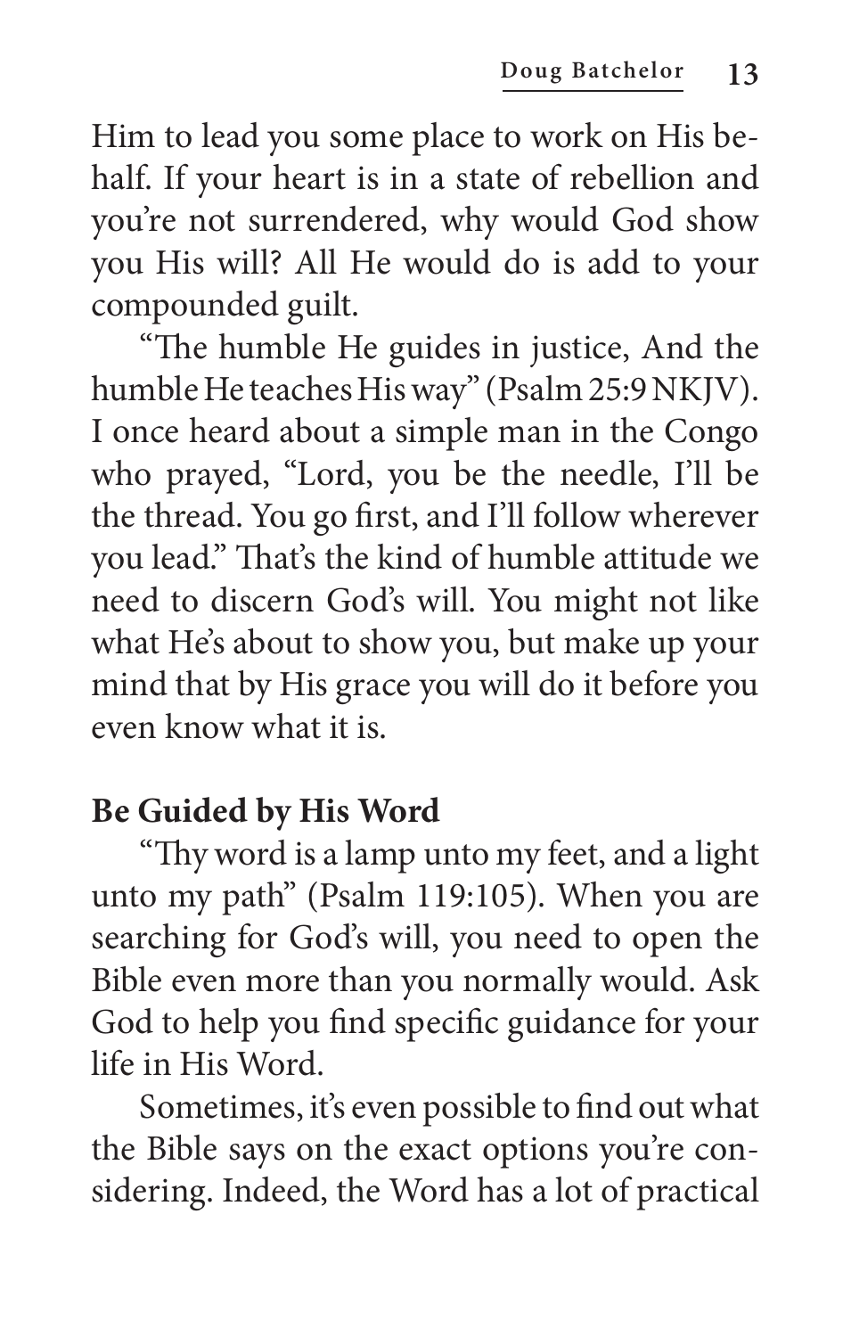Him to lead you some place to work on His behalf. If your heart is in a state of rebellion and you're not surrendered, why would God show you His will? All He would do is add to your compounded guilt.

"The humble He guides in justice, And the humble He teaches His way" (Psalm 25:9 NKJV). I once heard about a simple man in the Congo who prayed, "Lord, you be the needle, I'll be the thread. You go first, and I'll follow wherever you lead." That's the kind of humble attitude we need to discern God's will. You might not like what He's about to show you, but make up your mind that by His grace you will do it before you even know what it is.

**Be Guided by His Word**

"Thy word is a lamp unto my feet, and a light unto my path" (Psalm 119:105). When you are searching for God's will, you need to open the Bible even more than you normally would. Ask God to help you find specific guidance for your life in His Word.

Sometimes, it's even possible to find out what the Bible says on the exact options you're considering. Indeed, the Word has a lot of practical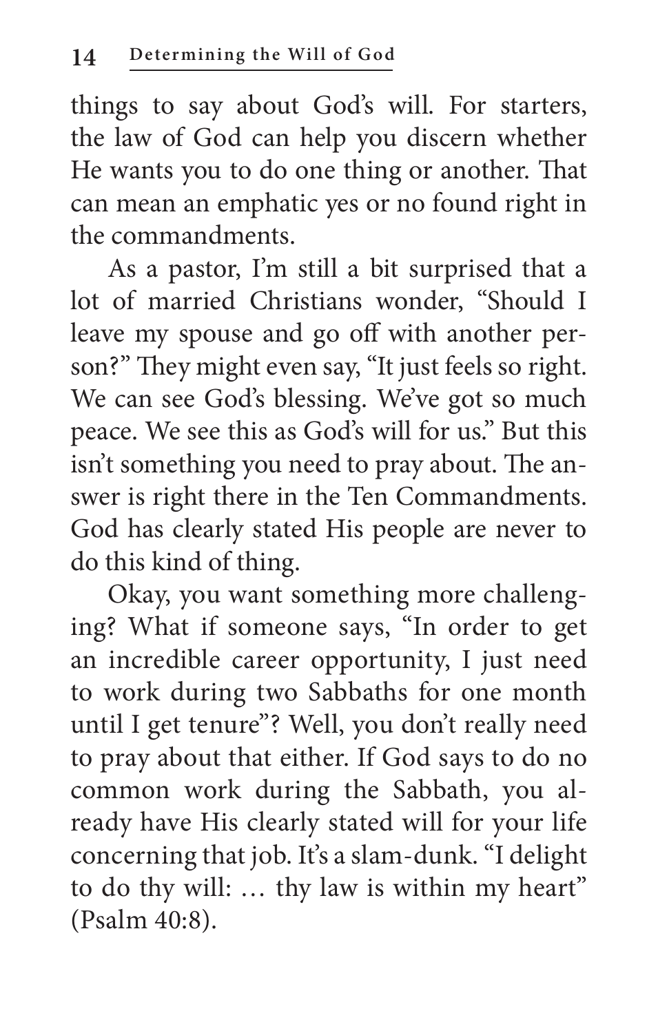things to say about God's will. For starters, the law of God can help you discern whether He wants you to do one thing or another. That can mean an emphatic yes or no found right in the commandments.

As a pastor, I'm still a bit surprised that a lot of married Christians wonder, "Should I leave my spouse and go off with another person?" They might even say, "It just feels so right. We can see God's blessing. We've got so much peace. We see this as God's will for us." But this isn't something you need to pray about. The answer is right there in the Ten Commandments. God has clearly stated His people are never to do this kind of thing.

Okay, you want something more challenging? What if someone says, "In order to get an incredible career opportunity, I just need to work during two Sabbaths for one month until I get tenure"? Well, you don't really need to pray about that either. If God says to do no common work during the Sabbath, you already have His clearly stated will for your life concerning that job. It's a slam-dunk. "I delight to do thy will: … thy law is within my heart" (Psalm 40:8).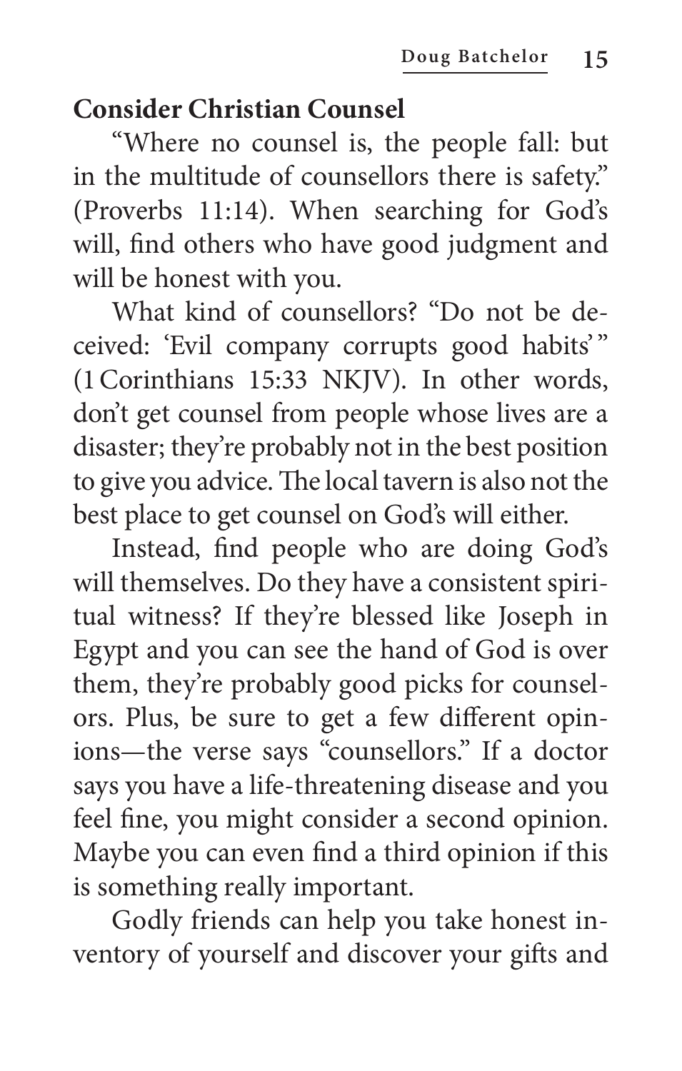## Consider Christian Counsel

"Where no counsel is, the people fall: but in the multitude of counsellors there is safety." (Proverbs 11:14). When searching for God's will, find others who have good judgment and will be honest with you.

What kind of counsellors? "Do not be deceived: 'Evil company corrupts good habits'" (1 Corinthians 15:33 NKJV). In other words, don't get counsel from people whose lives are a disaster; they're probably not in the best position to give you advice. The local tavern is also not the best place to get counsel on God's will either.

Instead, find people who are doing God's will themselves. Do they have a consistent spiritual witness? If they're blessed like Joseph in Egypt and you can see the hand of God is over them, they're probably good picks for counselors. Plus, be sure to get a few different opinions—the verse says "counsellors." If a doctor says you have a life-threatening disease and you feel fine, you might consider a second opinion. Maybe you can even find a third opinion if this is something really important.

Godly friends can help you take honest inventory of yourself and discover your gifts and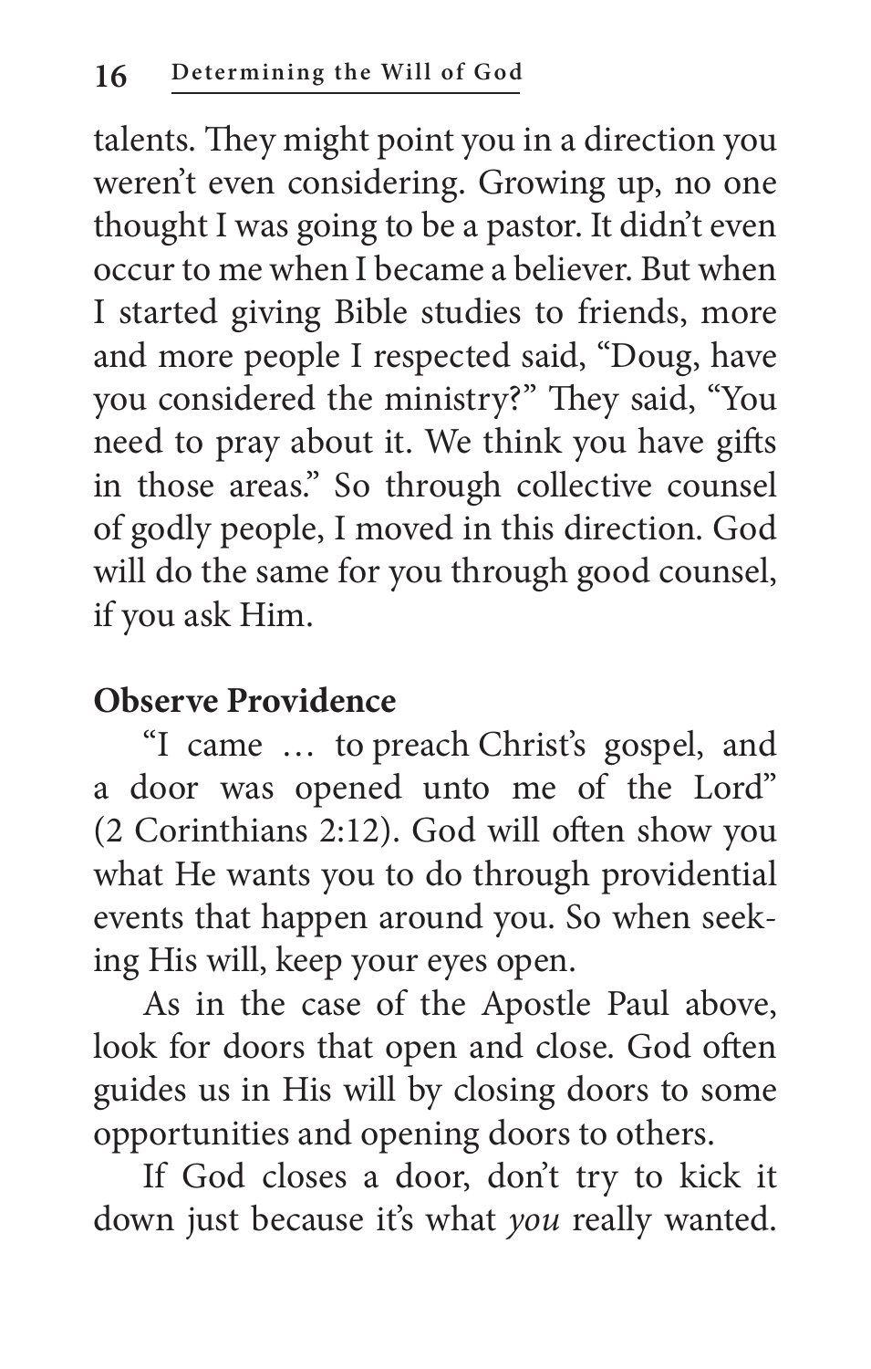talents. They might point you in a direction you weren't even considering. Growing up, no one thought I was going to be a pastor. It didn't even occur to me when I became a believer. But when I started giving Bible studies to friends, more and more people I respected said, "Doug, have you considered the ministry?" They said, "You need to pray about it. We think you have gifts in those areas." So through collective counsel of godly people, I moved in this direction. God will do the same for you through good counsel, if you ask Him.

**Observe Providence**

"I came … to preach Christ's gospel, and a door was opened unto me of the Lord" (2 Corinthians 2:12). God will often show you what He wants you to do through providential events that happen around you. So when seeking His will, keep your eyes open.

As in the case of the Apostle Paul above, look for doors that open and close. God often guides us in His will by closing doors to some opportunities and opening doors to others.

If God closes a door, don't try to kick it down just because it's what *you* really wanted.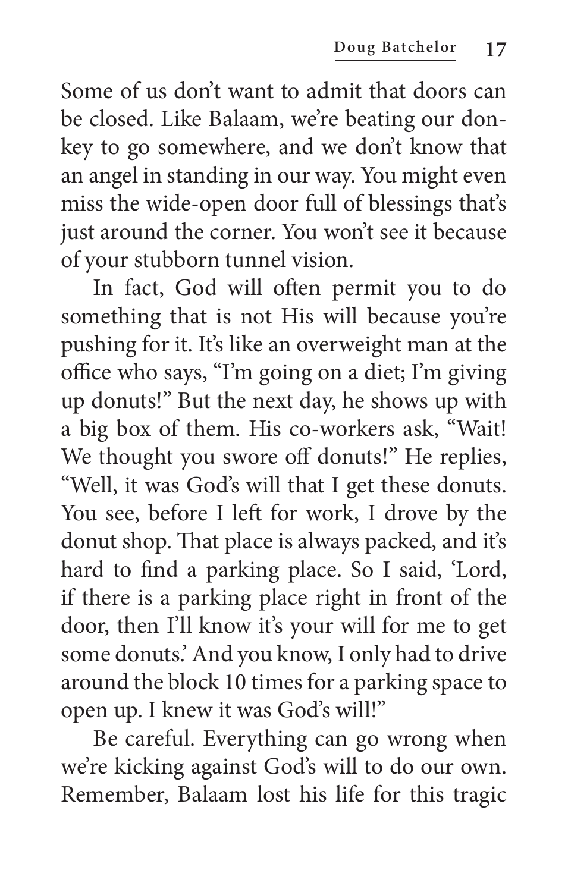Some of us don't want to admit that doors can be closed. Like Balaam, we're beating our donkey to go somewhere, and we don't know that an angel in standing in our way. You might even miss the wide-open door full of blessings that's just around the corner. You won't see it because of your stubborn tunnel vision.

In fact, God will often permit you to do something that is not His will because you're pushing for it. It's like an overweight man at the office who says, "I'm going on a diet; I'm giving up donuts!" But the next day, he shows up with a big box of them. His co-workers ask, "Wait! We thought you swore off donuts!" He replies, "Well, it was God's will that I get these donuts. You see, before I left for work, I drove by the donut shop. That place is always packed, and it's hard to find a parking place. So I said, 'Lord, if there is a parking place right in front of the door, then I'll know it's your will for me to get some donuts.' And you know, I only had to drive around the block 10 times for a parking space to open up. I knew it was God's will!"

Be careful. Everything can go wrong when we're kicking against God's will to do our own. Remember, Balaam lost his life for this tragic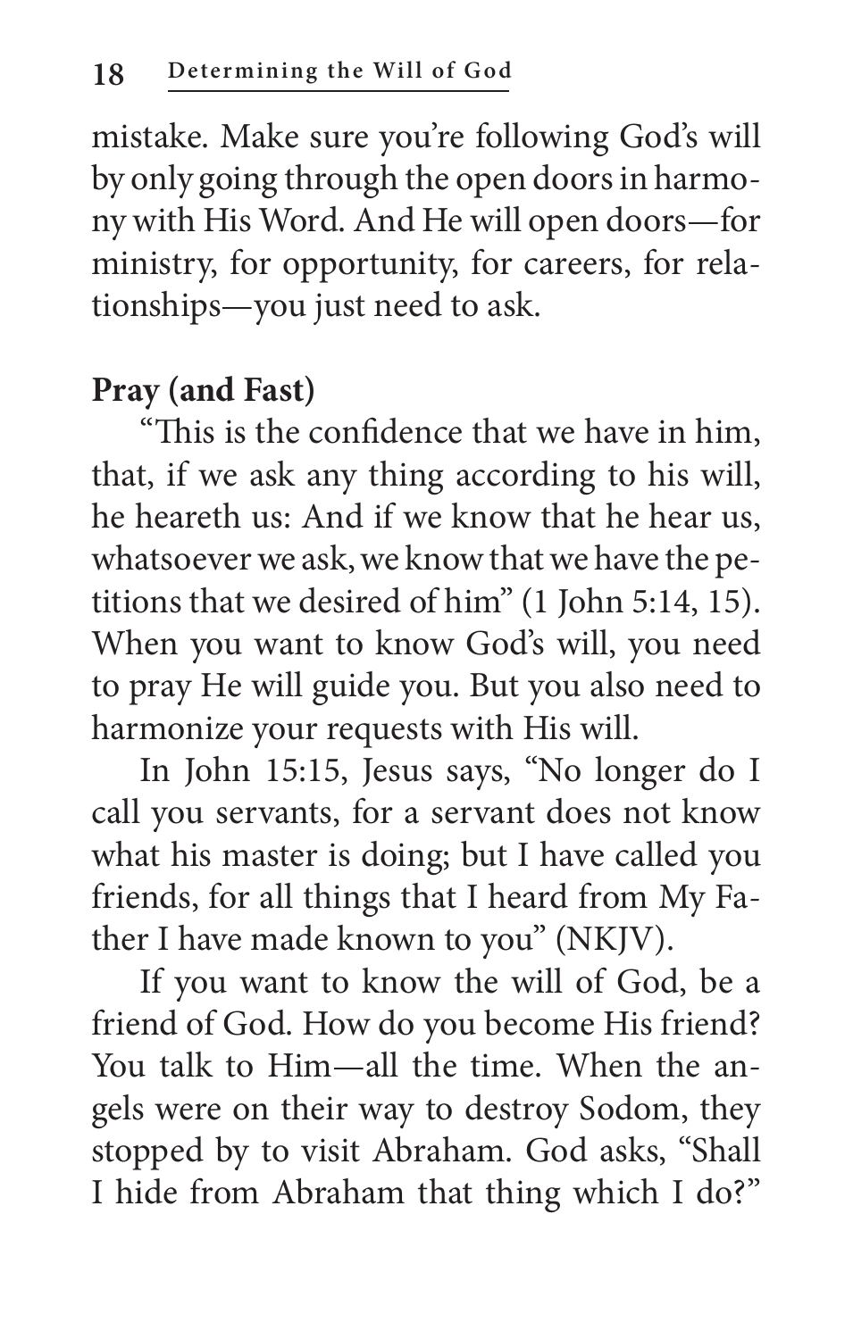mistake. Make sure you're following God's will by only going through the open doors in harmony with His Word. And He will open doors—for ministry, for opportunity, for careers, for relationships—you just need to ask.

**Pray (and Fast)**

"This is the confidence that we have in him, that, if we ask any thing according to his will, he heareth us: And if we know that he hear us, whatsoever we ask, we know that we have the petitions that we desired of him" (1 John 5:14, 15). When you want to know God's will, you need to pray He will guide you. But you also need to harmonize your requests with His will.

In John 15:15, Jesus says, "No longer do I call you servants, for a servant does not know what his master is doing; but I have called you friends, for all things that I heard from My Father I have made known to you" (NKJV).

If you want to know the will of God, be a friend of God. How do you become His friend? You talk to Him—all the time. When the angels were on their way to destroy Sodom, they stopped by to visit Abraham. God asks, "Shall I hide from Abraham that thing which I do?"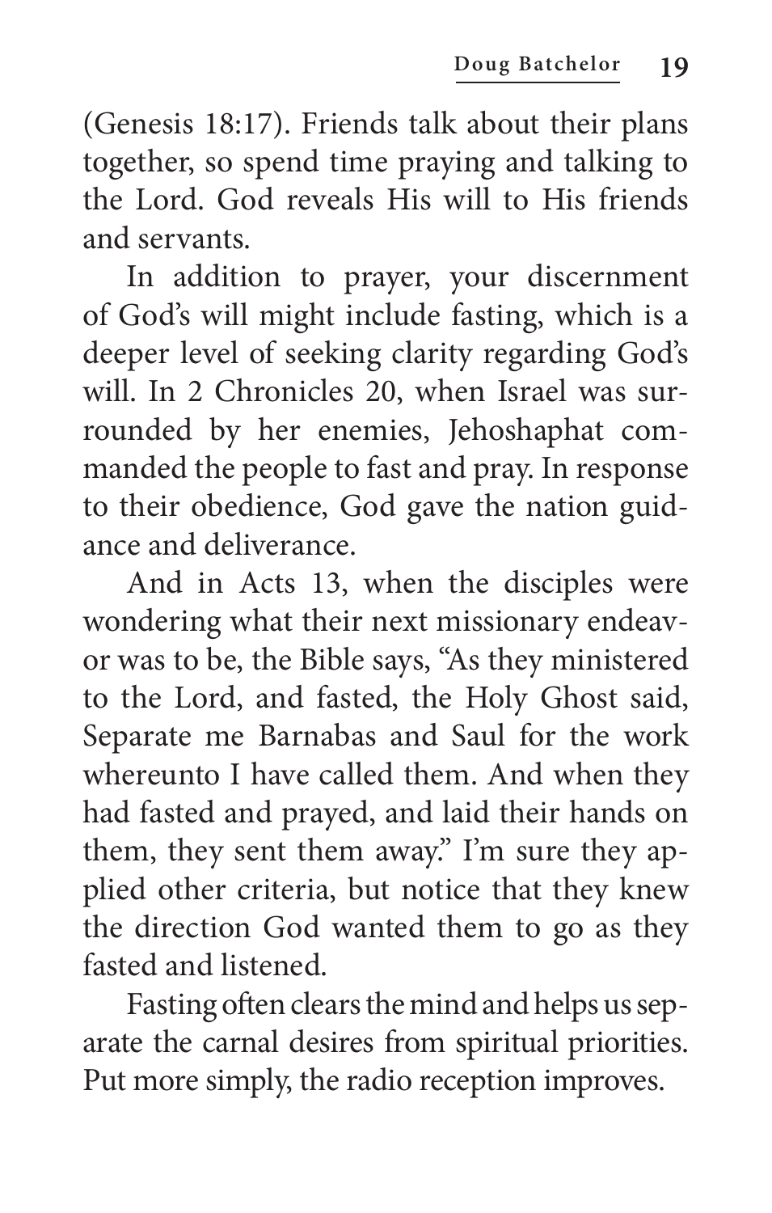(Genesis 18:17). Friends talk about their plans together, so spend time praying and talking to the Lord. God reveals His will to His friends and servants.

In addition to prayer, your discernment of God's will might include fasting, which is a deeper level of seeking clarity regarding God's will. In 2 Chronicles 20, when Israel was surrounded by her enemies, Jehoshaphat commanded the people to fast and pray. In response to their obedience, God gave the nation guidance and deliverance.

And in Acts 13, when the disciples were wondering what their next missionary endeavor was to be, the Bible says, "As they ministered to the Lord, and fasted, the Holy Ghost said, Separate me Barnabas and Saul for the work whereunto I have called them. And when they had fasted and prayed, and laid their hands on them, they sent them away." I'm sure they applied other criteria, but notice that they knew the direction God wanted them to go as they fasted and listened.

Fasting often clears the mind and helps us separate the carnal desires from spiritual priorities. Put more simply, the radio reception improves.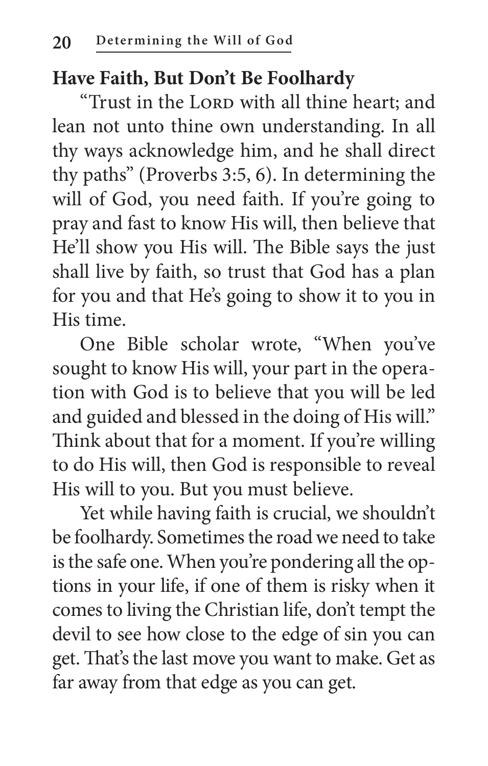## Have Faith, But Don't Be Foolhardy

"Trust in the Lord with all thine heart; and lean not unto thine own understanding. In all thy ways acknowledge him, and he shall direct thy paths" (Proverbs 3:5, 6). In determining the will of God, you need faith. If you're going to pray and fast to know His will, then believe that He'll show you His will. The Bible says the just shall live by faith, so trust that God has a plan for you and that He's going to show it to you in His time.

One Bible scholar wrote, "When you've sought to know His will, your part in the operation with God is to believe that you will be led and guided and blessed in the doing of His will." Think about that for a moment. If you're willing to do His will, then God is responsible to reveal His will to you. But you must believe.

Yet while having faith is crucial, we shouldn't be foolhardy. Sometimes the road we need to take is the safe one. When you're pondering all the options in your life, if one of them is risky when it comes to living the Christian life, don't tempt the devil to see how close to the edge of sin you can get. That's the last move you want to make. Get as far away from that edge as you can get.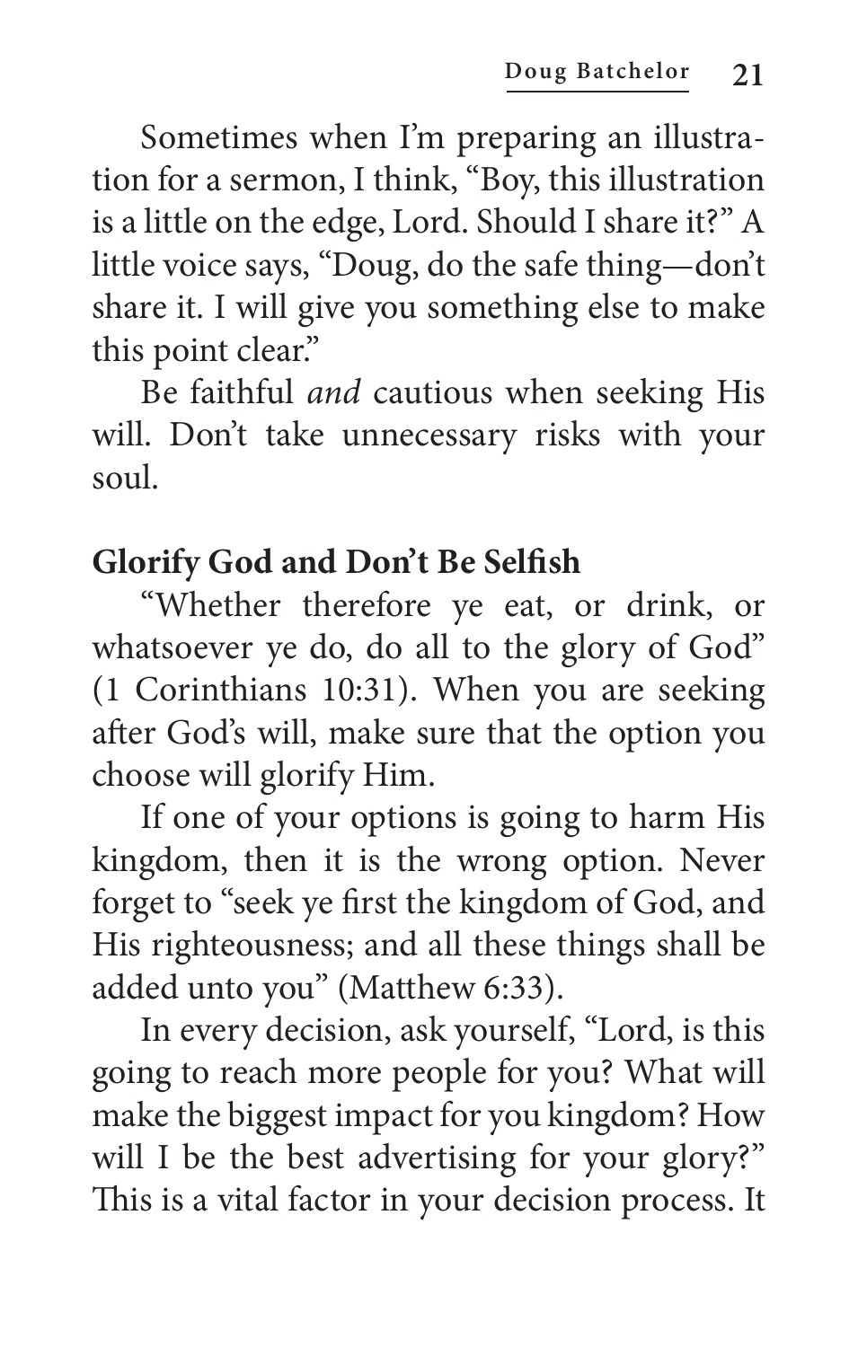Sometimes when I'm preparing an illustration for a sermon, I think, "Boy, this illustration is a little on the edge, Lord. Should I share it?" A little voice says, "Doug, do the safe thing—don't share it. I will give you something else to make this point clear."

Be faithful *and* cautious when seeking His will. Don't take unnecessary risks with your soul.

## Glorify God and Don't Be Selfish

"Whether therefore ye eat, or drink, or whatsoever ye do, do all to the glory of God" (1 Corinthians 10:31). When you are seeking after God's will, make sure that the option you choose will glorify Him.

If one of your options is going to harm His kingdom, then it is the wrong option. Never forget to "seek ye first the kingdom of God, and His righteousness; and all these things shall be added unto you" (Matthew 6:33).

In every decision, ask yourself, "Lord, is this going to reach more people for you? What will make the biggest impact for you kingdom? How will I be the best advertising for your glory?" This is a vital factor in your decision process. It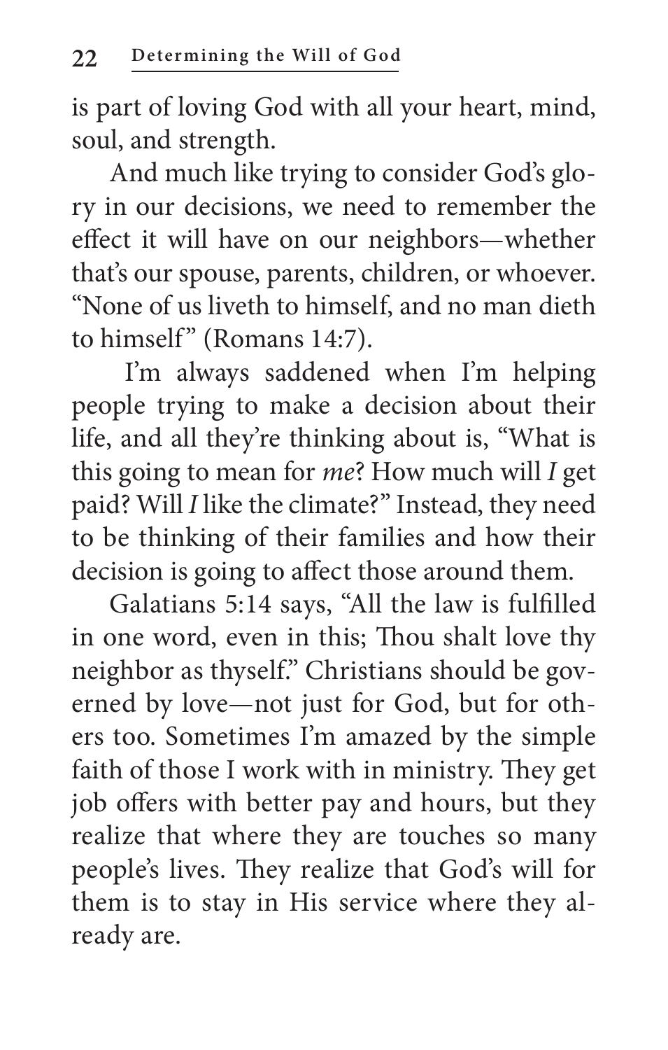is part of loving God with all your heart, mind, soul, and strength.

And much like trying to consider God's glory in our decisions, we need to remember the effect it will have on our neighbors—whether that's our spouse, parents, children, or whoever. "None of us liveth to himself, and no man dieth to himself" (Romans 14:7).

I'm always saddened when I'm helping people trying to make a decision about their life, and all they're thinking about is, "What is this going to mean for *me*? How much will *I* get paid? Will *I* like the climate?" Instead, they need to be thinking of their families and how their decision is going to affect those around them.

Galatians 5:14 says, "All the law is fulfilled in one word, even in this; Thou shalt love thy neighbor as thyself." Christians should be governed by love—not just for God, but for others too. Sometimes I'm amazed by the simple faith of those I work with in ministry. They get job offers with better pay and hours, but they realize that where they are touches so many people's lives. They realize that God's will for them is to stay in His service where they already are.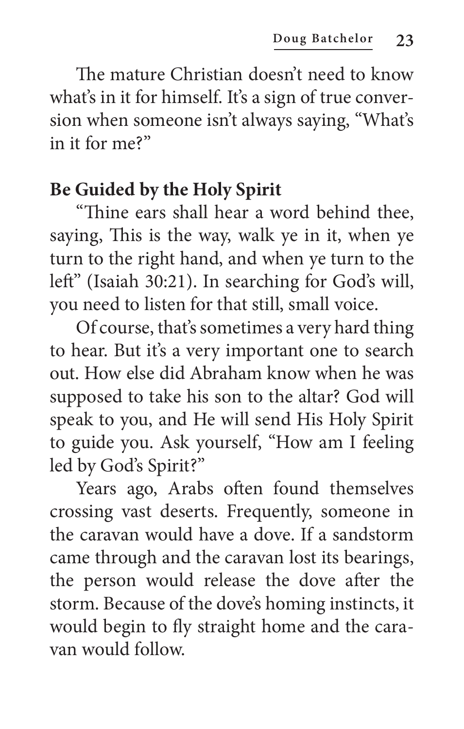The mature Christian doesn't need to know what's in it for himself. It's a sign of true conversion when someone isn't always saying, "What's in it for me?"

**Be Guided by the Holy Spirit**

"Thine ears shall hear a word behind thee, saying, This is the way, walk ye in it, when ye turn to the right hand, and when ye turn to the left" (Isaiah 30:21). In searching for God's will, you need to listen for that still, small voice.

Of course, that's sometimes a very hard thing to hear. But it's a very important one to search out. How else did Abraham know when he was supposed to take his son to the altar? God will speak to you, and He will send His Holy Spirit to guide you. Ask yourself, "How am I feeling led by God's Spirit?"

Years ago, Arabs often found themselves crossing vast deserts. Frequently, someone in the caravan would have a dove. If a sandstorm came through and the caravan lost its bearings, the person would release the dove after the storm. Because of the dove's homing instincts, it would begin to fly straight home and the caravan would follow.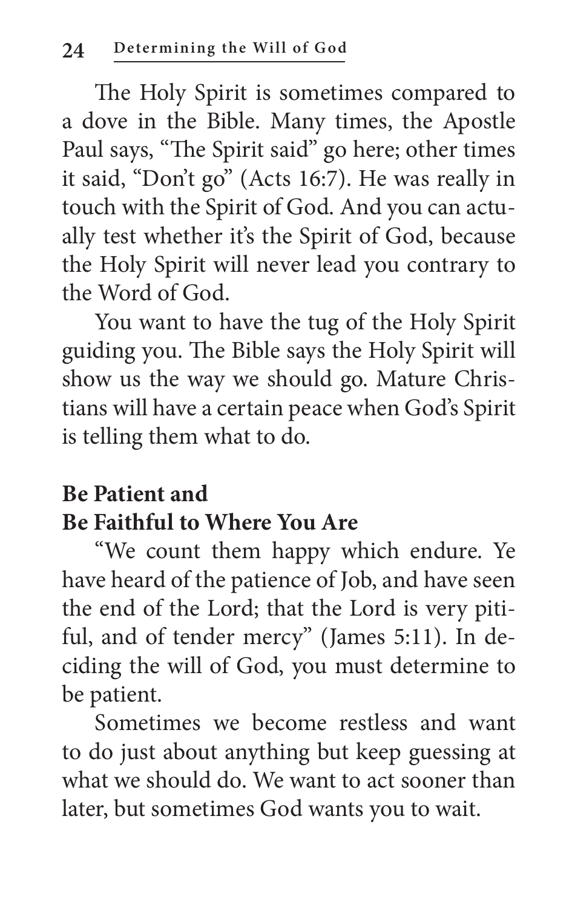The Holy Spirit is sometimes compared to a dove in the Bible. Many times, the Apostle Paul says, "The Spirit said" go here; other times it said, "Don't go" (Acts 16:7). He was really in touch with the Spirit of God. And you can actually test whether it's the Spirit of God, because the Holy Spirit will never lead you contrary to the Word of God.

You want to have the tug of the Holy Spirit guiding you. The Bible says the Holy Spirit will show us the way we should go. Mature Christians will have a certain peace when God's Spirit is telling them what to do.

## Be Patient and Be Faithful to Where You Are

"We count them happy which endure. Ye have heard of the patience of Job, and have seen the end of the Lord; that the Lord is very pitiful, and of tender mercy" (James 5:11). In deciding the will of God, you must determine to be patient.

Sometimes we become restless and want to do just about anything but keep guessing at what we should do. We want to act sooner than later, but sometimes God wants you to wait.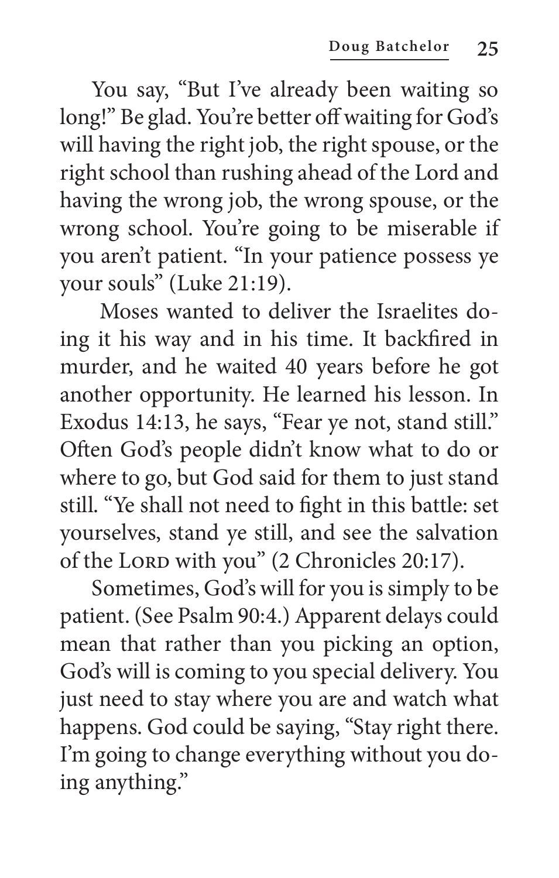You say, “But I’ve already been waiting so long!” Be glad. You’re better off waiting for God’s will having the right job, the right spouse, or the right school than rushing ahead of the Lord and having the wrong job, the wrong spouse, or the wrong school. You’re going to be miserable if you aren’t patient. “In your patience possess ye your souls” (Luke 21:19).

Moses wanted to deliver the Israelites doing it his way and in his time. It backfired in murder, and he waited 40 years before he got another opportunity. He learned his lesson. In Exodus 14:13, he says, “Fear ye not, stand still.” Often God’s people didn’t know what to do or where to go, but God said for them to just stand still. “Ye shall not need to fight in this battle: set yourselves, stand ye still, and see the salvation of the Lord with you” (2 Chronicles 20:17).

Sometimes, God’s will for you is simply to be patient. (See Psalm 90:4.) Apparent delays could mean that rather than you picking an option, God’s will is coming to you special delivery. You just need to stay where you are and watch what happens. God could be saying, “Stay right there. I’m going to change everything without you doing anything.”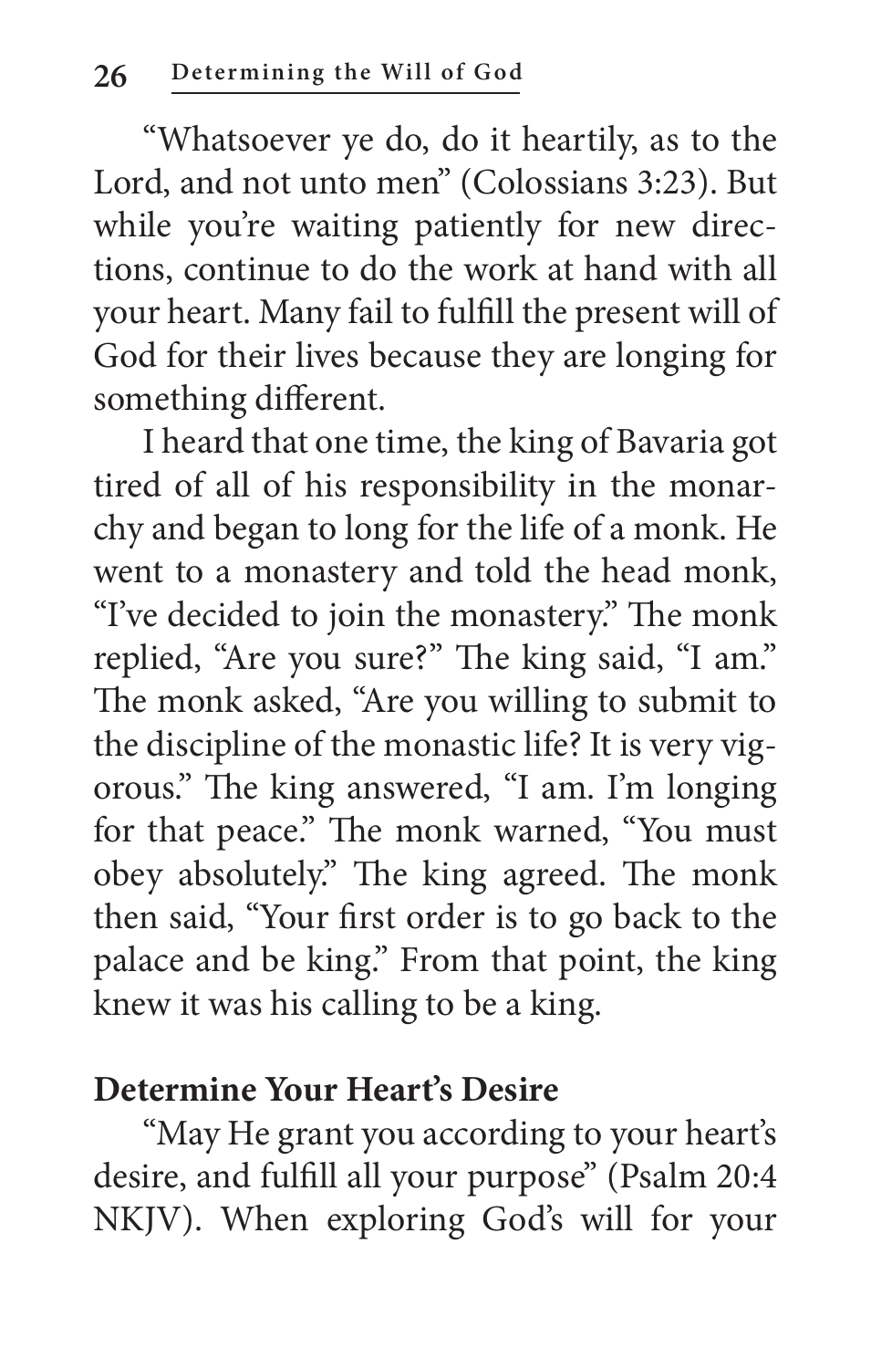"Whatsoever ye do, do it heartily, as to the Lord, and not unto men" (Colossians 3:23). But while you're waiting patiently for new directions, continue to do the work at hand with all your heart. Many fail to fulfill the present will of God for their lives because they are longing for something different.

I heard that one time, the king of Bavaria got tired of all of his responsibility in the monarchy and began to long for the life of a monk. He went to a monastery and told the head monk, "I've decided to join the monastery." The monk replied, "Are you sure?" The king said, "I am." The monk asked, "Are you willing to submit to the discipline of the monastic life? It is very vigorous." The king answered, "I am. I'm longing for that peace." The monk warned, "You must obey absolutely." The king agreed. The monk then said, "Your first order is to go back to the palace and be king." From that point, the king knew it was his calling to be a king.

### Determine Your Heart's Desire

"May He grant you according to your heart's desire, and fulfill all your purpose" (Psalm 20:4 NKJV). When exploring God's will for your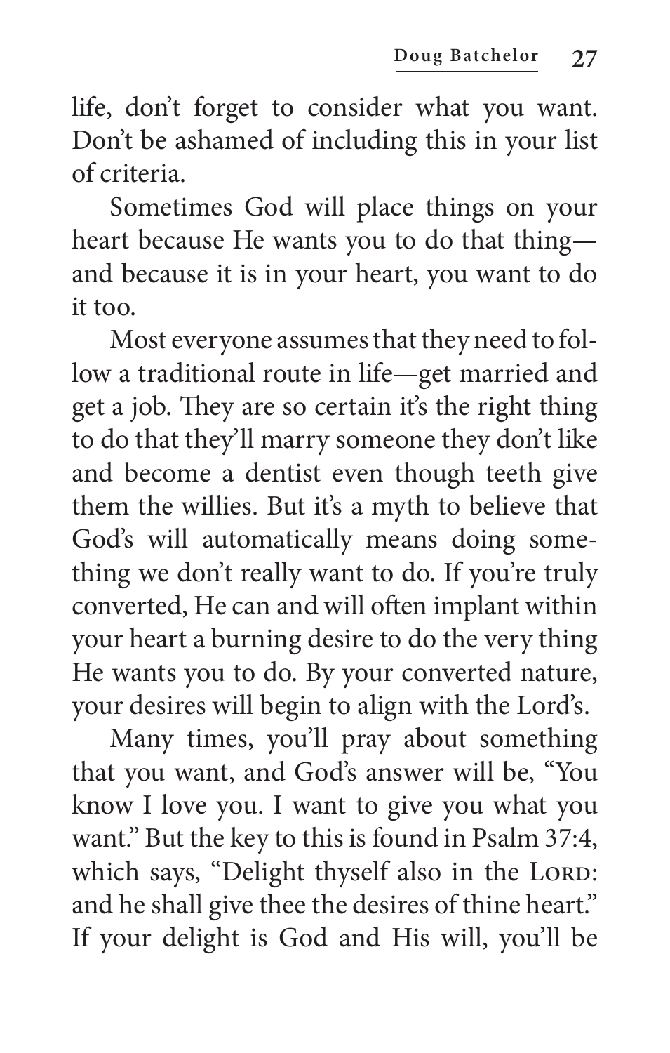life, don't forget to consider what you want. Don't be ashamed of including this in your list of criteria.

Sometimes God will place things on your heart because He wants you to do that thing—and because it is in your heart, you want to do it too.

Most everyone assumes that they need to follow a traditional route in life—get married and get a job. They are so certain it's the right thing to do that they'll marry someone they don't like and become a dentist even though teeth give them the willies. But it's a myth to believe that God's will automatically means doing something we don't really want to do. If you're truly converted, He can and will often implant within your heart a burning desire to do the very thing He wants you to do. By your converted nature, your desires will begin to align with the Lord's.

Many times, you'll pray about something that you want, and God's answer will be, "You know I love you. I want to give you what you want." But the key to this is found in Psalm 37:4, which says, "Delight thyself also in the Lord: and he shall give thee the desires of thine heart." If your delight is God and His will, you'll be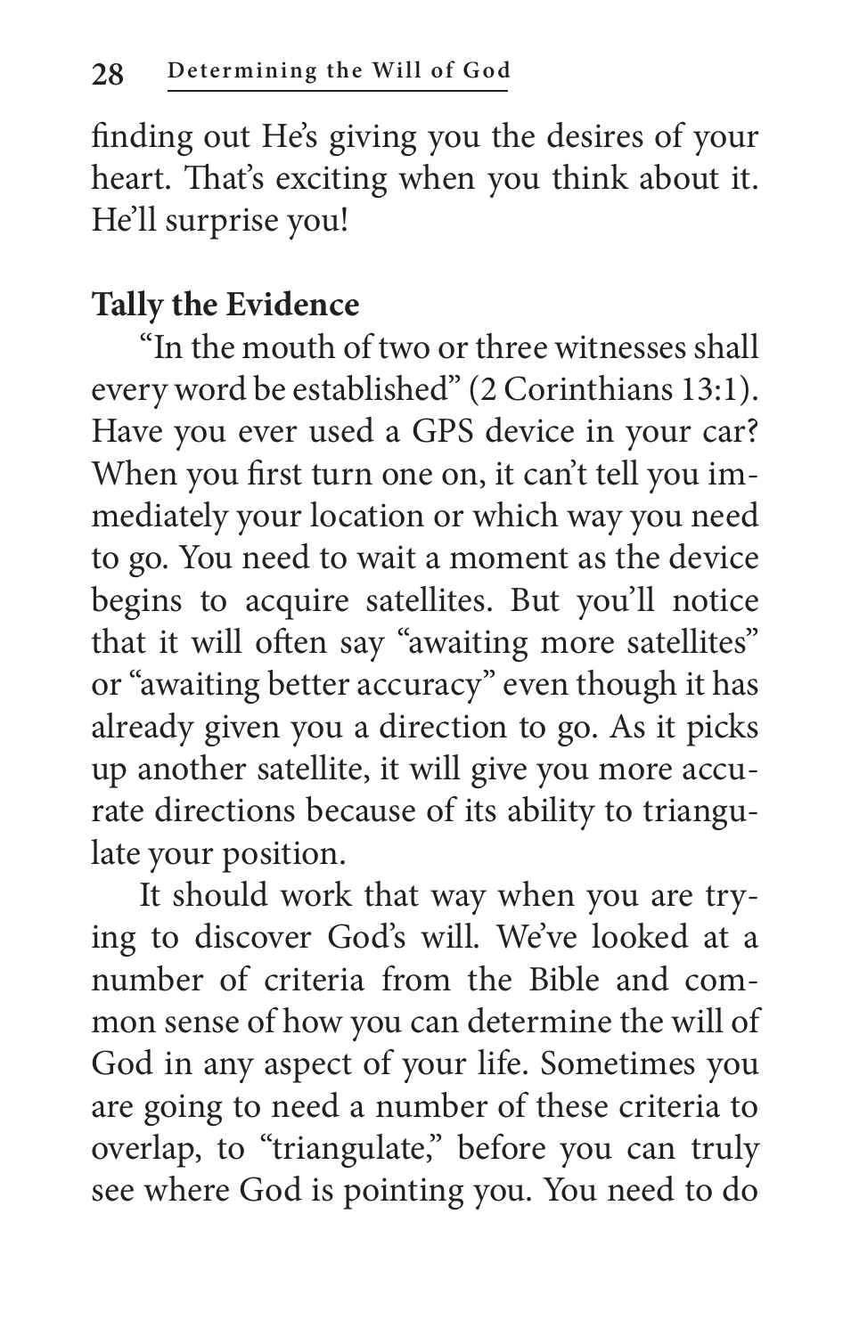finding out He's giving you the desires of your heart. That's exciting when you think about it. He'll surprise you!

### Tally the Evidence

"In the mouth of two or three witnesses shall every word be established" (2 Corinthians 13:1). Have you ever used a GPS device in your car? When you first turn one on, it can't tell you immediately your location or which way you need to go. You need to wait a moment as the device begins to acquire satellites. But you'll notice that it will often say "awaiting more satellites" or "awaiting better accuracy" even though it has already given you a direction to go. As it picks up another satellite, it will give you more accurate directions because of its ability to triangulate your position.

It should work that way when you are trying to discover God's will. We've looked at a number of criteria from the Bible and common sense of how you can determine the will of God in any aspect of your life. Sometimes you are going to need a number of these criteria to overlap, to "triangulate," before you can truly see where God is pointing you. You need to do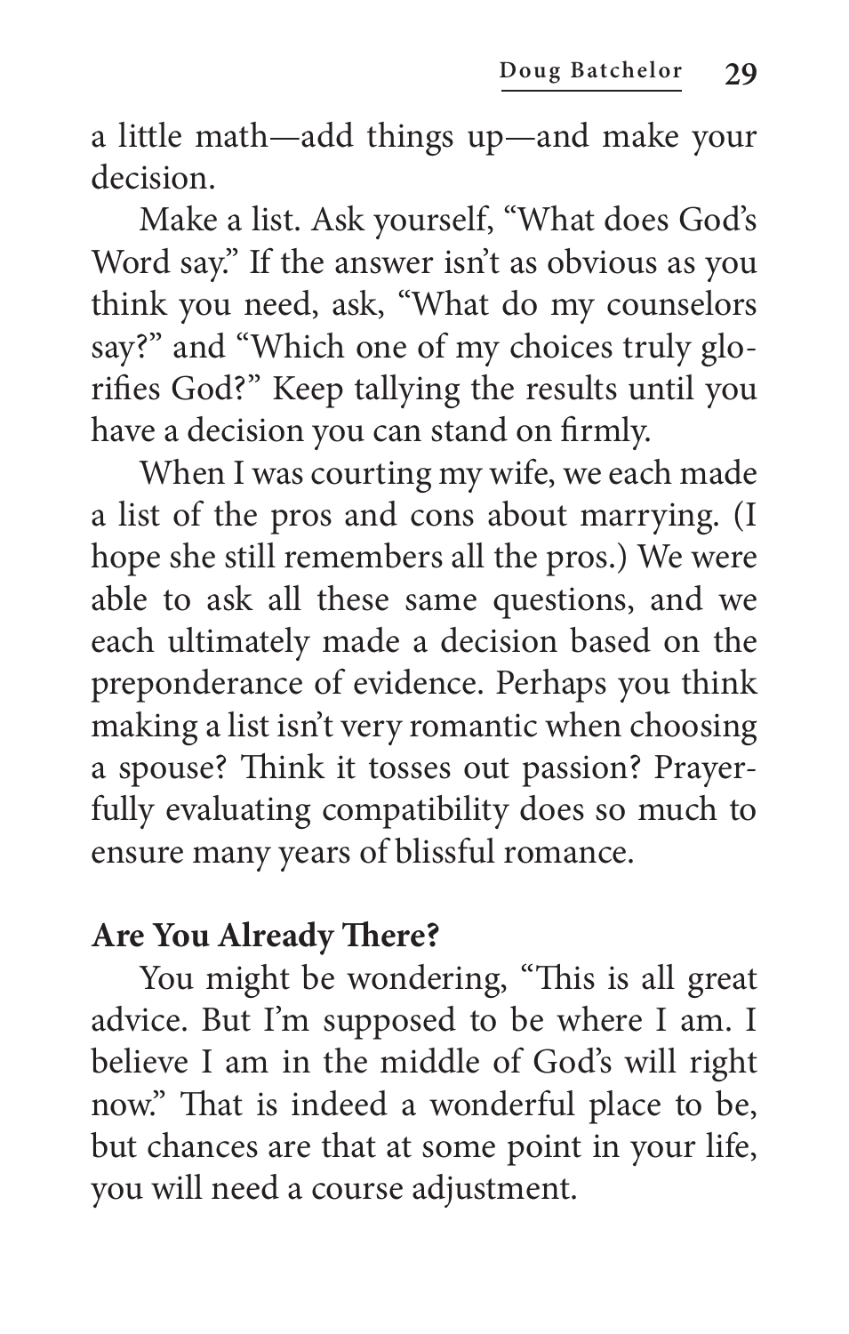a little math—add things up—and make your decision.

Make a list. Ask yourself, "What does God's Word say." If the answer isn't as obvious as you think you need, ask, "What do my counselors say?" and "Which one of my choices truly glorifies God?" Keep tallying the results until you have a decision you can stand on firmly.

When I was courting my wife, we each made a list of the pros and cons about marrying. (I hope she still remembers all the pros.) We were able to ask all these same questions, and we each ultimately made a decision based on the preponderance of evidence. Perhaps you think making a list isn't very romantic when choosing a spouse? Think it tosses out passion? Prayerfully evaluating compatibility does so much to ensure many years of blissful romance.

**Are You Already There?**

You might be wondering, "This is all great advice. But I'm supposed to be where I am. I believe I am in the middle of God's will right now." That is indeed a wonderful place to be, but chances are that at some point in your life, you will need a course adjustment.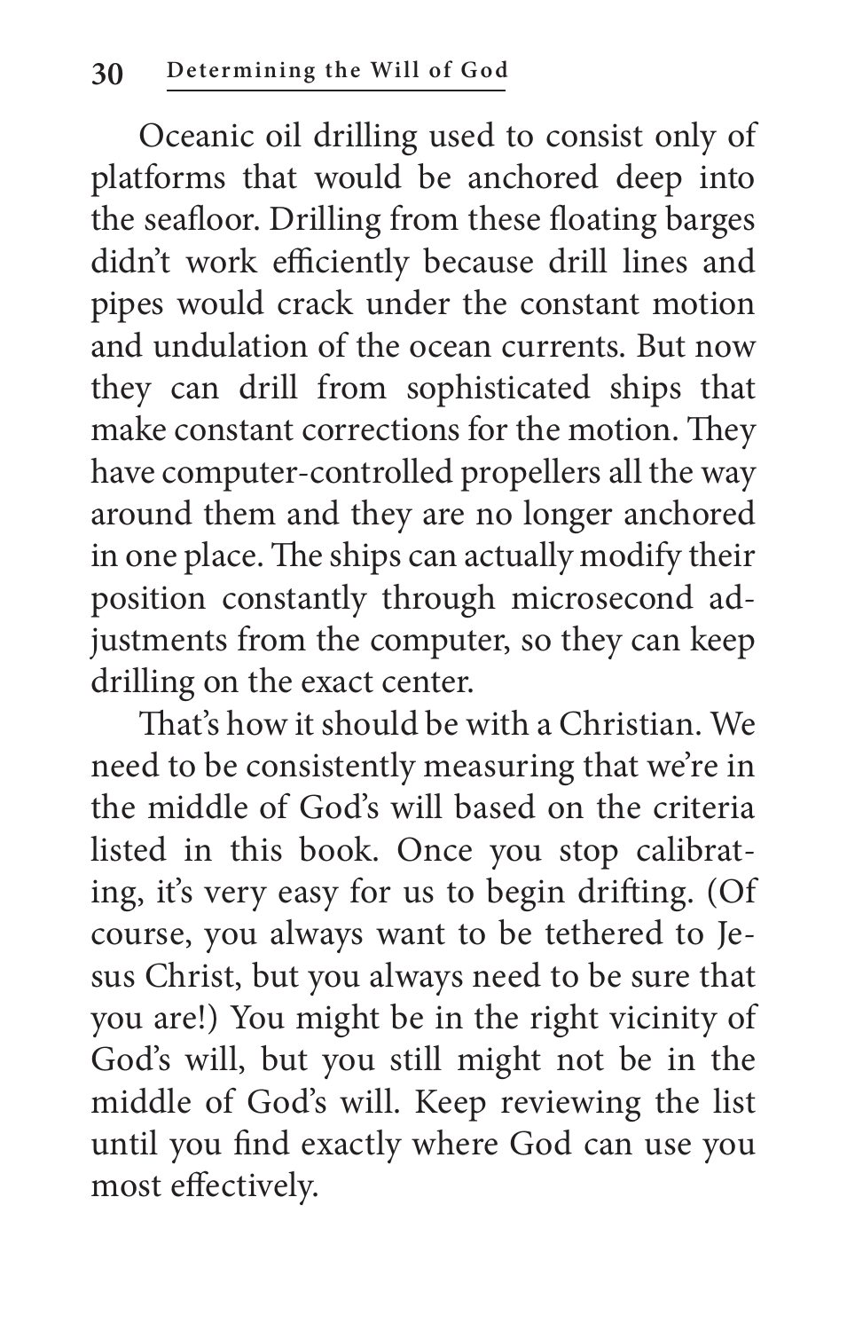Oceanic oil drilling used to consist only of platforms that would be anchored deep into the seafloor. Drilling from these floating barges didn't work efficiently because drill lines and pipes would crack under the constant motion and undulation of the ocean currents. But now they can drill from sophisticated ships that make constant corrections for the motion. They have computer-controlled propellers all the way around them and they are no longer anchored in one place. The ships can actually modify their position constantly through microsecond adjustments from the computer, so they can keep drilling on the exact center.

That's how it should be with a Christian. We need to be consistently measuring that we're in the middle of God's will based on the criteria listed in this book. Once you stop calibrating, it's very easy for us to begin drifting. (Of course, you always want to be tethered to Jesus Christ, but you always need to be sure that you are!) You might be in the right vicinity of God's will, but you still might not be in the middle of God's will. Keep reviewing the list until you find exactly where God can use you most effectively.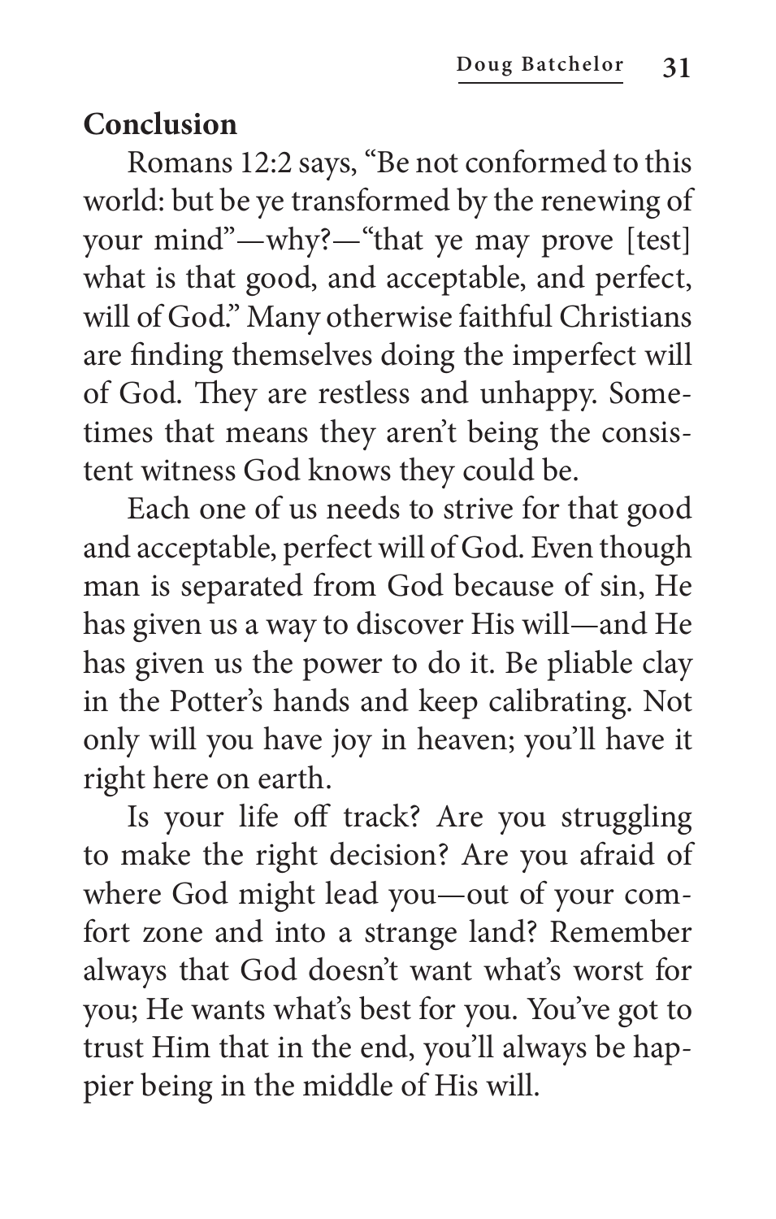## Conclusion

Romans 12:2 says, "Be not conformed to this world: but be ye transformed by the renewing of your mind"—why?—"that ye may prove [test] what is that good, and acceptable, and perfect, will of God." Many otherwise faithful Christians are finding themselves doing the imperfect will of God. They are restless and unhappy. Sometimes that means they aren't being the consistent witness God knows they could be.

Each one of us needs to strive for that good and acceptable, perfect will of God. Even though man is separated from God because of sin, He has given us a way to discover His will—and He has given us the power to do it. Be pliable clay in the Potter's hands and keep calibrating. Not only will you have joy in heaven; you'll have it right here on earth.

Is your life off track? Are you struggling to make the right decision? Are you afraid of where God might lead you—out of your comfort zone and into a strange land? Remember always that God doesn't want what's worst for you; He wants what's best for you. You've got to trust Him that in the end, you'll always be happier being in the middle of His will.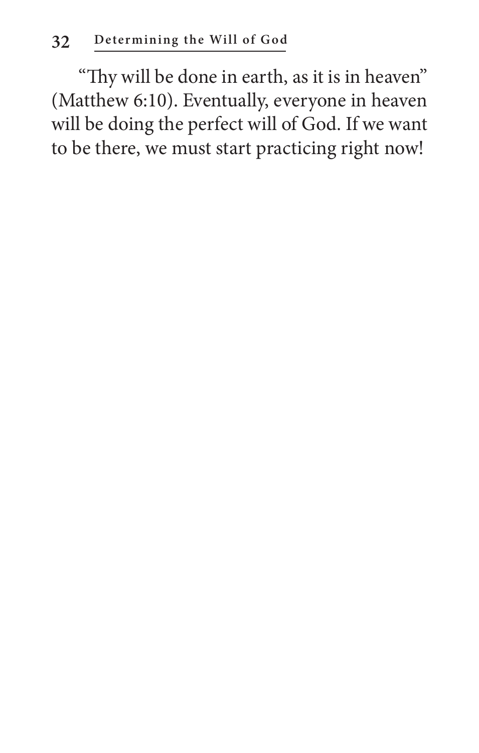"Thy will be done in earth, as it is in heaven" (Matthew 6:10). Eventually, everyone in heaven will be doing the perfect will of God. If we want to be there, we must start practicing right now!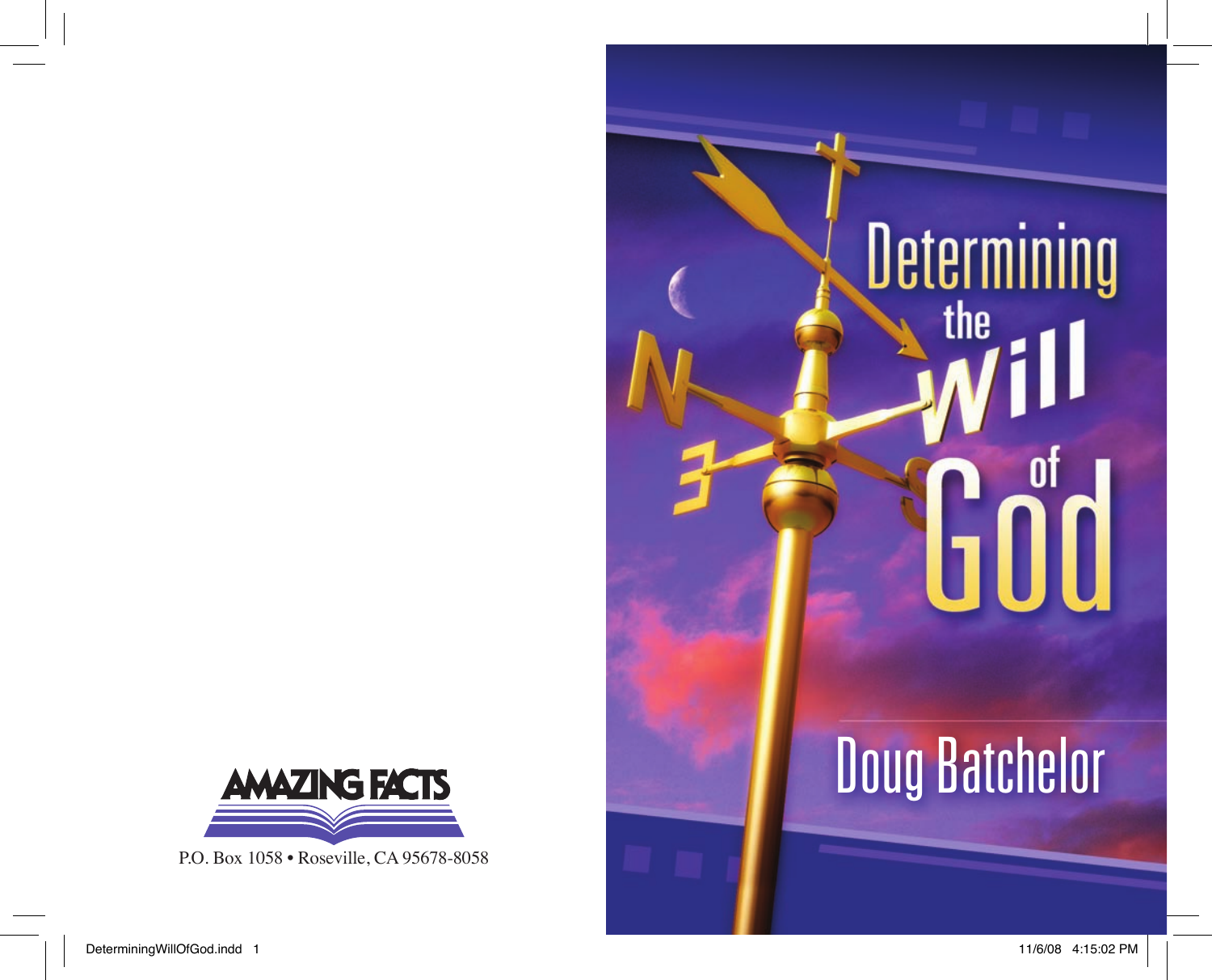AMAZING FACTS

P.O. Box 1058 • Roseville, CA 95678-8058

# Determining the Will of God

Doug Batchelor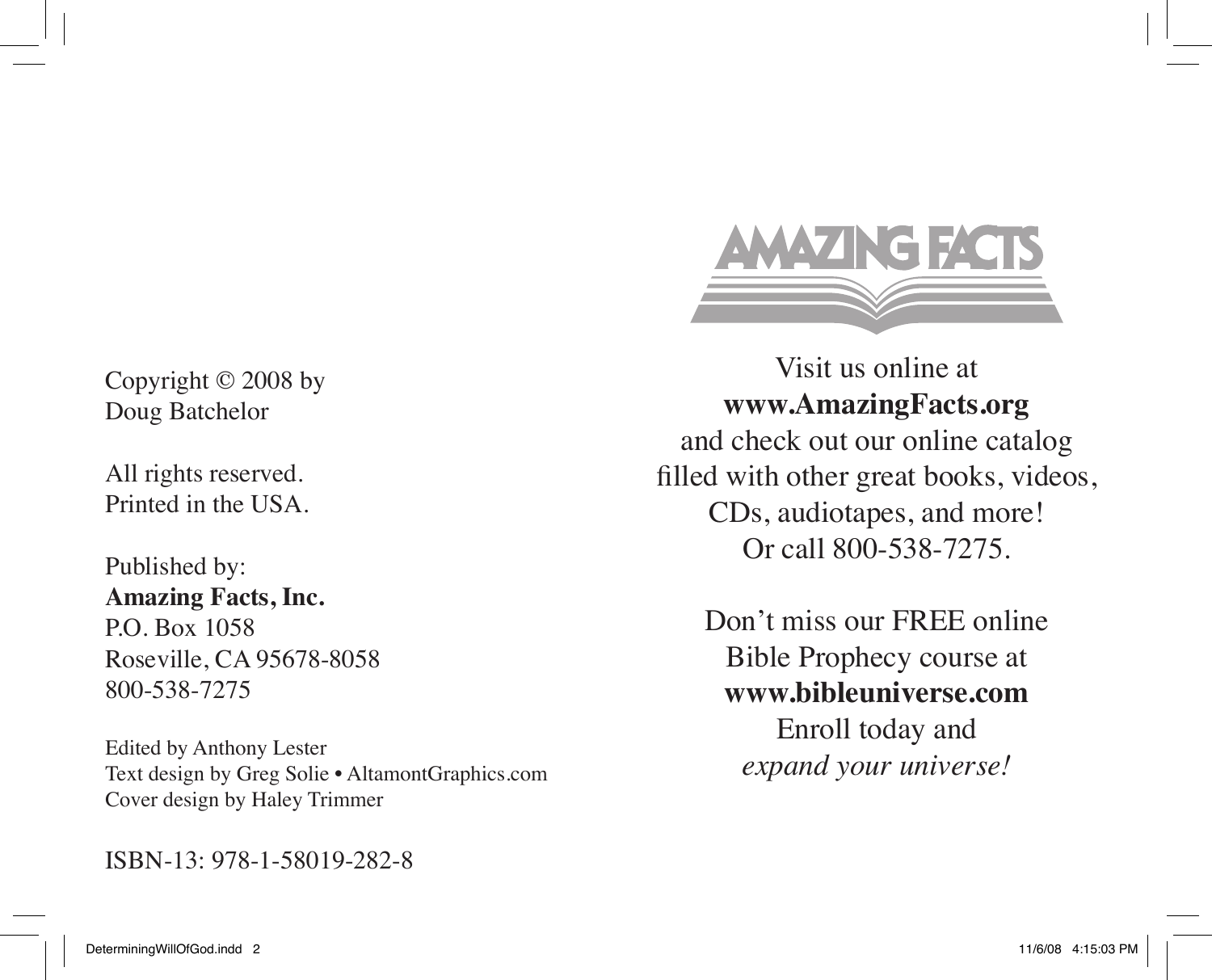Copyright © 2008 by
Doug Batchelor

All rights reserved.
Printed in the USA.

Published by:
**Amazing Facts, Inc.**
P.O. Box 1058
Roseville, CA 95678-8058
800-538-7275

Edited by Anthony Lester
Text design by Greg Solie • AltamontGraphics.com
Cover design by Haley Trimmer

ISBN-13: 978-1-58019-282-8

AMAZING FACTS

Visit us online at
**www.AmazingFacts.org**
and check out our online catalog
filled with other great books, videos,
CDs, audiotapes, and more!
Or call 800-538-7275.

Don't miss our FREE online
Bible Prophecy course at
**www.bibleuniverse.com**
Enroll today and
*expand your universe!*